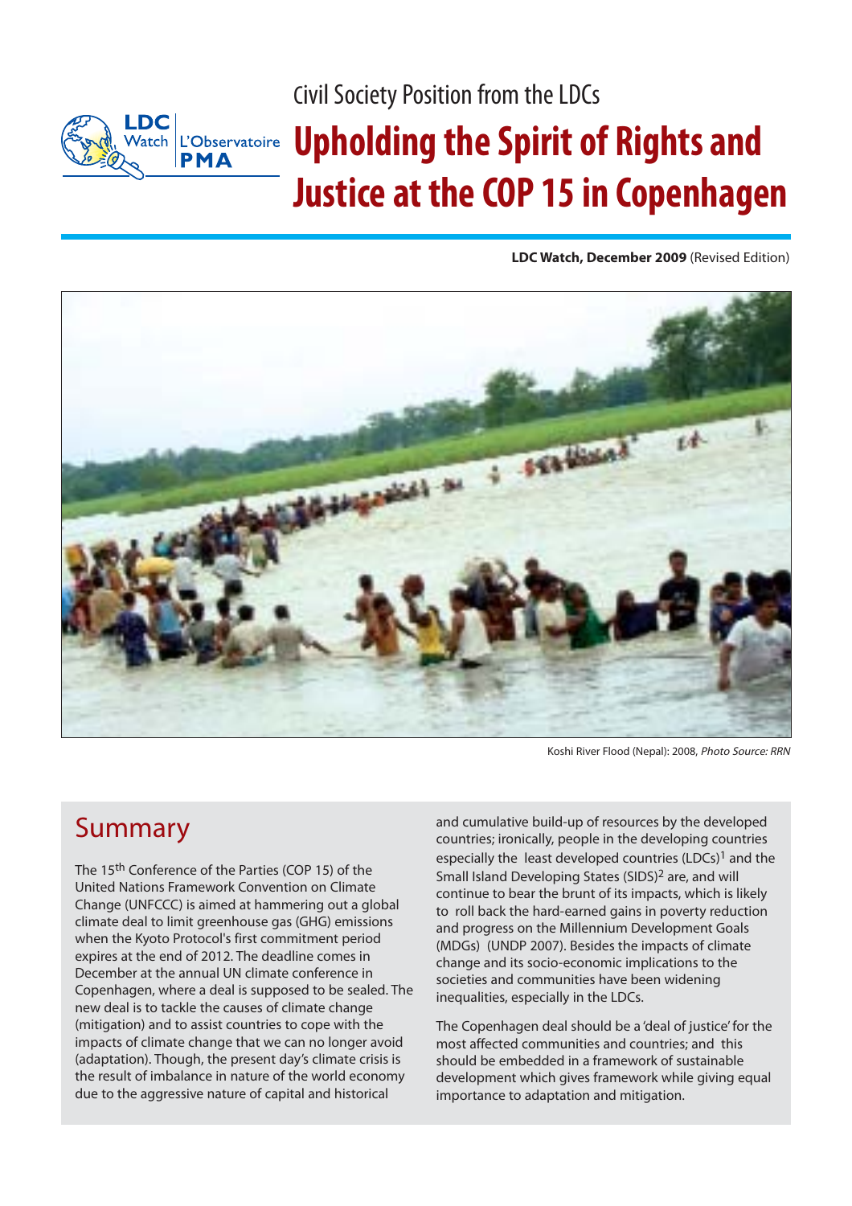Civil Society Position from the LDCs

# Upholding the Spirit of Rights and Justice at the COP 15 in Copenhagen

**LDC Watch, December 2009** (Revised Edition)

Koshi River Flood (Nepal): 2008, *Photo Source: RRN*

## Summary

The 15th Conference of the Parties (COP 15) of the United Nations Framework Convention on Climate Change (UNFCCC) is aimed at hammering out a global climate deal to limit greenhouse gas (GHG) emissions when the Kyoto Protocol's first commitment period expires at the end of 2012. The deadline comes in December at the annual UN climate conference in Copenhagen, where a deal is supposed to be sealed. The new deal is to tackle the causes of climate change (mitigation) and to assist countries to cope with the impacts of climate change that we can no longer avoid (adaptation). Though, the present day's climate crisis is the result of imbalance in nature of the world economy due to the aggressive nature of capital and historical and cumulative build-up of resources by the developed countries; ironically, people in the developing countries especially the least developed countries (LDCs)[1] and the Small Island Developing States (SIDS)[2] are, and will continue to bear the brunt of its impacts, which is likely to roll back the hard-earned gains in poverty reduction and progress on the Millennium Development Goals (MDGs) (UNDP 2007). Besides the impacts of climate change and its socio-economic implications to the societies and communities have been widening inequalities, especially in the LDCs.

The Copenhagen deal should be a 'deal of justice' for the most affected communities and countries; and this should be embedded in a framework of sustainable development which gives framework while giving equal importance to adaptation and mitigation.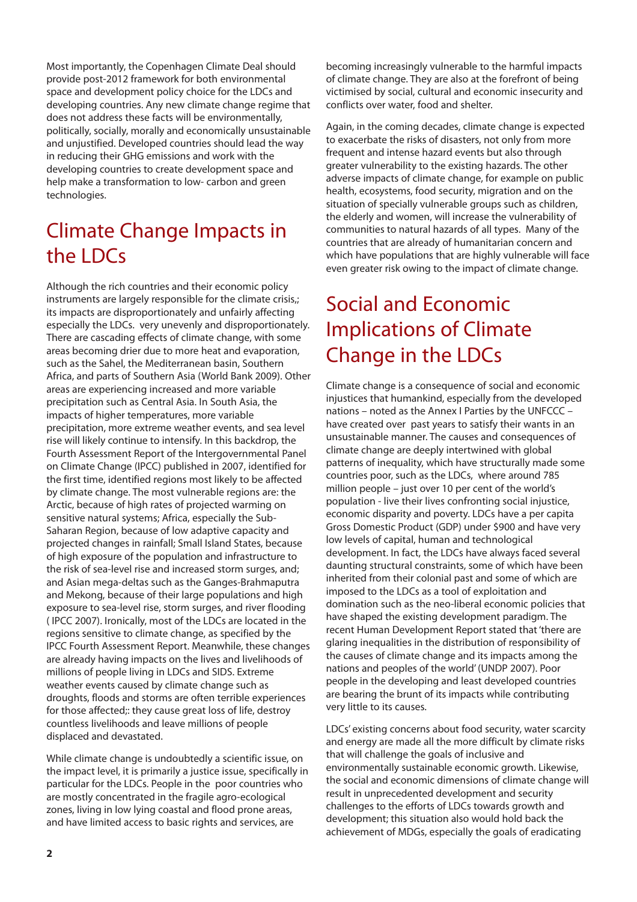Most importantly, the Copenhagen Climate Deal should provide post-2012 framework for both environmental space and development policy choice for the LDCs and developing countries. Any new climate change regime that does not address these facts will be environmentally, politically, socially, morally and economically unsustainable and unjustified. Developed countries should lead the way in reducing their GHG emissions and work with the developing countries to create development space and help make a transformation to low- carbon and green technologies.

## Climate Change Impacts in the LDCs

Although the rich countries and their economic policy instruments are largely responsible for the climate crisis,; its impacts are disproportionately and unfairly affecting especially the LDCs. very unevenly and disproportionately. There are cascading effects of climate change, with some areas becoming drier due to more heat and evaporation, such as the Sahel, the Mediterranean basin, Southern Africa, and parts of Southern Asia (World Bank 2009). Other areas are experiencing increased and more variable precipitation such as Central Asia. In South Asia, the impacts of higher temperatures, more variable precipitation, more extreme weather events, and sea level rise will likely continue to intensify. In this backdrop, the Fourth Assessment Report of the Intergovernmental Panel on Climate Change (IPCC) published in 2007, identified for the first time, identified regions most likely to be affected by climate change. The most vulnerable regions are: the Arctic, because of high rates of projected warming on sensitive natural systems; Africa, especially the Sub-Saharan Region, because of low adaptive capacity and projected changes in rainfall; Small Island States, because of high exposure of the population and infrastructure to the risk of sea-level rise and increased storm surges, and; and Asian mega-deltas such as the Ganges-Brahmaputra and Mekong, because of their large populations and high exposure to sea-level rise, storm surges, and river flooding ( IPCC 2007). Ironically, most of the LDCs are located in the regions sensitive to climate change, as specified by the IPCC Fourth Assessment Report. Meanwhile, these changes are already having impacts on the lives and livelihoods of millions of people living in LDCs and SIDS. Extreme weather events caused by climate change such as droughts, floods and storms are often terrible experiences for those affected;: they cause great loss of life, destroy countless livelihoods and leave millions of people displaced and devastated.

While climate change is undoubtedly a scientific issue, on the impact level, it is primarily a justice issue, specifically in particular for the LDCs. People in the poor countries who are mostly concentrated in the fragile agro-ecological zones, living in low lying coastal and flood prone areas, and have limited access to basic rights and services, are becoming increasingly vulnerable to the harmful impacts of climate change. They are also at the forefront of being victimised by social, cultural and economic insecurity and conflicts over water, food and shelter.

Again, in the coming decades, climate change is expected to exacerbate the risks of disasters, not only from more frequent and intense hazard events but also through greater vulnerability to the existing hazards. The other adverse impacts of climate change, for example on public health, ecosystems, food security, migration and on the situation of specially vulnerable groups such as children, the elderly and women, will increase the vulnerability of communities to natural hazards of all types. Many of the countries that are already of humanitarian concern and which have populations that are highly vulnerable will face even greater risk owing to the impact of climate change.

## Social and Economic Implications of Climate Change in the LDCs

Climate change is a consequence of social and economic injustices that humankind, especially from the developed nations – noted as the Annex I Parties by the UNFCCC – have created over past years to satisfy their wants in an unsustainable manner. The causes and consequences of climate change are deeply intertwined with global patterns of inequality, which have structurally made some countries poor, such as the LDCs, where around 785 million people – just over 10 per cent of the world's population - live their lives confronting social injustice, economic disparity and poverty. LDCs have a per capita Gross Domestic Product (GDP) under $900 and have very low levels of capital, human and technological development. In fact, the LDCs have always faced several daunting structural constraints, some of which have been inherited from their colonial past and some of which are imposed to the LDCs as a tool of exploitation and domination such as the neo-liberal economic policies that have shaped the existing development paradigm. The recent Human Development Report stated that 'there are glaring inequalities in the distribution of responsibility of the causes of climate change and its impacts among the nations and peoples of the world' (UNDP 2007). Poor people in the developing and least developed countries are bearing the brunt of its impacts while contributing very little to its causes.

LDCs' existing concerns about food security, water scarcity and energy are made all the more difficult by climate risks that will challenge the goals of inclusive and environmentally sustainable economic growth. Likewise, the social and economic dimensions of climate change will result in unprecedented development and security challenges to the efforts of LDCs towards growth and development; this situation also would hold back the achievement of MDGs, especially the goals of eradicating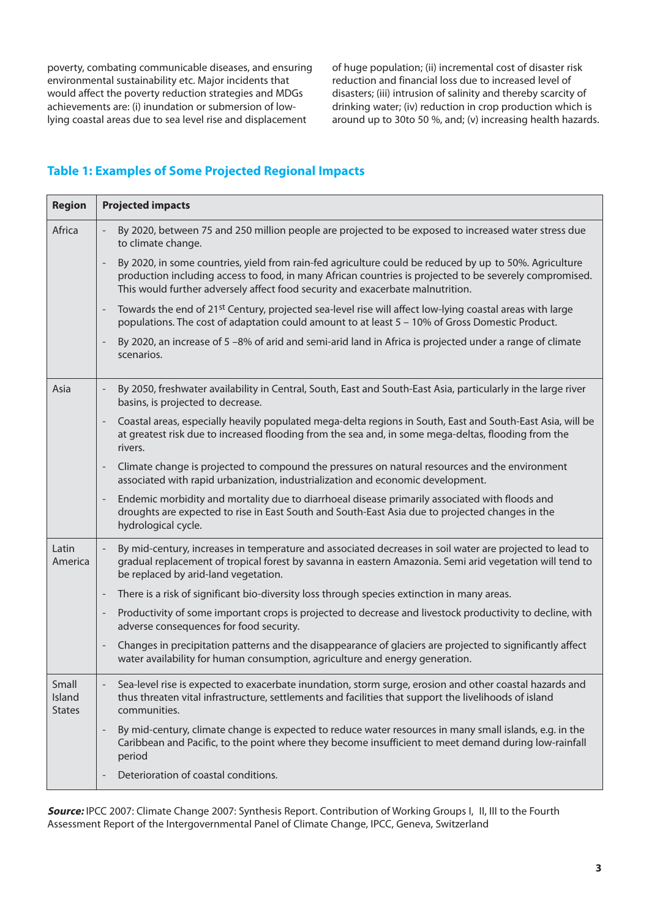poverty, combating communicable diseases, and ensuring environmental sustainability etc. Major incidents that would affect the poverty reduction strategies and MDGs achievements are: (i) inundation or submersion of low-lying coastal areas due to sea level rise and displacement of huge population; (ii) incremental cost of disaster risk reduction and financial loss due to increased level of disasters; (iii) intrusion of salinity and thereby scarcity of drinking water; (iv) reduction in crop production which is around up to 30to 50 %, and; (v) increasing health hazards.

### Table 1: Examples of Some Projected Regional Impacts

| Region | Projected impacts |
|---|---|
| Africa | - By 2020, between 75 and 250 million people are projected to be exposed to increased water stress due to climate change.<br>- By 2020, in some countries, yield from rain-fed agriculture could be reduced by up to 50%. Agriculture production including access to food, in many African countries is projected to be severely compromised. This would further adversely affect food security and exacerbate malnutrition.<br>- Towards the end of 21st Century, projected sea-level rise will affect low-lying coastal areas with large populations. The cost of adaptation could amount to at least 5 – 10% of Gross Domestic Product.<br>- By 2020, an increase of 5 –8% of arid and semi-arid land in Africa is projected under a range of climate scenarios. |
| Asia | - By 2050, freshwater availability in Central, South, East and South-East Asia, particularly in the large river basins, is projected to decrease.<br>- Coastal areas, especially heavily populated mega-delta regions in South, East and South-East Asia, will be at greatest risk due to increased flooding from the sea and, in some mega-deltas, flooding from the rivers.<br>- Climate change is projected to compound the pressures on natural resources and the environment associated with rapid urbanization, industrialization and economic development.<br>- Endemic morbidity and mortality due to diarrhoeal disease primarily associated with floods and droughts are expected to rise in East South and South-East Asia due to projected changes in the hydrological cycle. |
| Latin America | - By mid-century, increases in temperature and associated decreases in soil water are projected to lead to gradual replacement of tropical forest by savanna in eastern Amazonia. Semi arid vegetation will tend to be replaced by arid-land vegetation.<br>- There is a risk of significant bio-diversity loss through species extinction in many areas.<br>- Productivity of some important crops is projected to decrease and livestock productivity to decline, with adverse consequences for food security.<br>- Changes in precipitation patterns and the disappearance of glaciers are projected to significantly affect water availability for human consumption, agriculture and energy generation. |
| Small Island States | - Sea-level rise is expected to exacerbate inundation, storm surge, erosion and other coastal hazards and thus threaten vital infrastructure, settlements and facilities that support the livelihoods of island communities.<br>- By mid-century, climate change is expected to reduce water resources in many small islands, e.g. in the Caribbean and Pacific, to the point where they become insufficient to meet demand during low-rainfall period<br>- Deterioration of coastal conditions. |

***Source:*** IPCC 2007: Climate Change 2007: Synthesis Report. Contribution of Working Groups I, II, III to the Fourth Assessment Report of the Intergovernmental Panel of Climate Change, IPCC, Geneva, Switzerland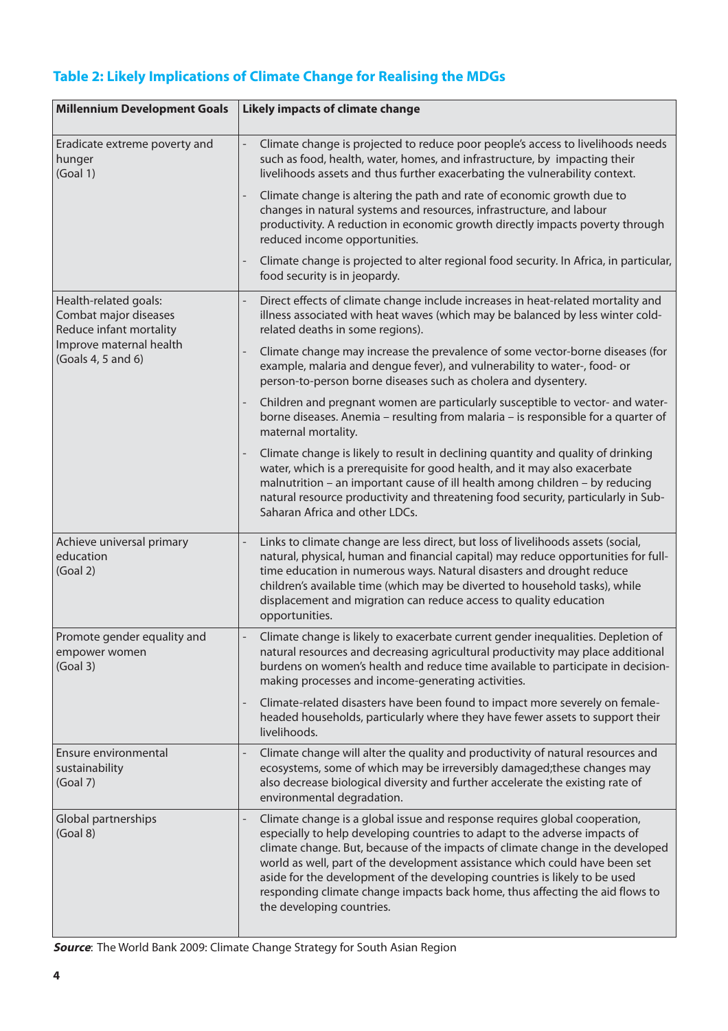### Table 2: Likely Implications of Climate Change for Realising the MDGs

| Millennium Development Goals | Likely impacts of climate change |
|---|---|
| Eradicate extreme poverty and hunger (Goal 1) | - Climate change is projected to reduce poor people's access to livelihoods needs such as food, health, water, homes, and infrastructure, by impacting their livelihoods assets and thus further exacerbating the vulnerability context.<br>- Climate change is altering the path and rate of economic growth due to changes in natural systems and resources, infrastructure, and labour productivity. A reduction in economic growth directly impacts poverty through reduced income opportunities.<br>- Climate change is projected to alter regional food security. In Africa, in particular, food security is in jeopardy. |
| Health-related goals: Combat major diseases Reduce infant mortality Improve maternal health (Goals 4, 5 and 6) | - Direct effects of climate change include increases in heat-related mortality and illness associated with heat waves (which may be balanced by less winter cold-related deaths in some regions).<br>- Climate change may increase the prevalence of some vector-borne diseases (for example, malaria and dengue fever), and vulnerability to water-, food- or person-to-person borne diseases such as cholera and dysentery.<br>- Children and pregnant women are particularly susceptible to vector- and water-borne diseases. Anemia – resulting from malaria – is responsible for a quarter of maternal mortality.<br>- Climate change is likely to result in declining quantity and quality of drinking water, which is a prerequisite for good health, and it may also exacerbate malnutrition – an important cause of ill health among children – by reducing natural resource productivity and threatening food security, particularly in Sub-Saharan Africa and other LDCs. |
| Achieve universal primary education (Goal 2) | - Links to climate change are less direct, but loss of livelihoods assets (social, natural, physical, human and financial capital) may reduce opportunities for full-time education in numerous ways. Natural disasters and drought reduce children's available time (which may be diverted to household tasks), while displacement and migration can reduce access to quality education opportunities. |
| Promote gender equality and empower women (Goal 3) | - Climate change is likely to exacerbate current gender inequalities. Depletion of natural resources and decreasing agricultural productivity may place additional burdens on women's health and reduce time available to participate in decision-making processes and income-generating activities.<br>- Climate-related disasters have been found to impact more severely on female-headed households, particularly where they have fewer assets to support their livelihoods. |
| Ensure environmental sustainability (Goal 7) | - Climate change will alter the quality and productivity of natural resources and ecosystems, some of which may be irreversibly damaged;these changes may also decrease biological diversity and further accelerate the existing rate of environmental degradation. |
| Global partnerships (Goal 8) | - Climate change is a global issue and response requires global cooperation, especially to help developing countries to adapt to the adverse impacts of climate change. But, because of the impacts of climate change in the developed world as well, part of the development assistance which could have been set aside for the development of the developing countries is likely to be used responding climate change impacts back home, thus affecting the aid flows to the developing countries. |

***Source***: The World Bank 2009: Climate Change Strategy for South Asian Region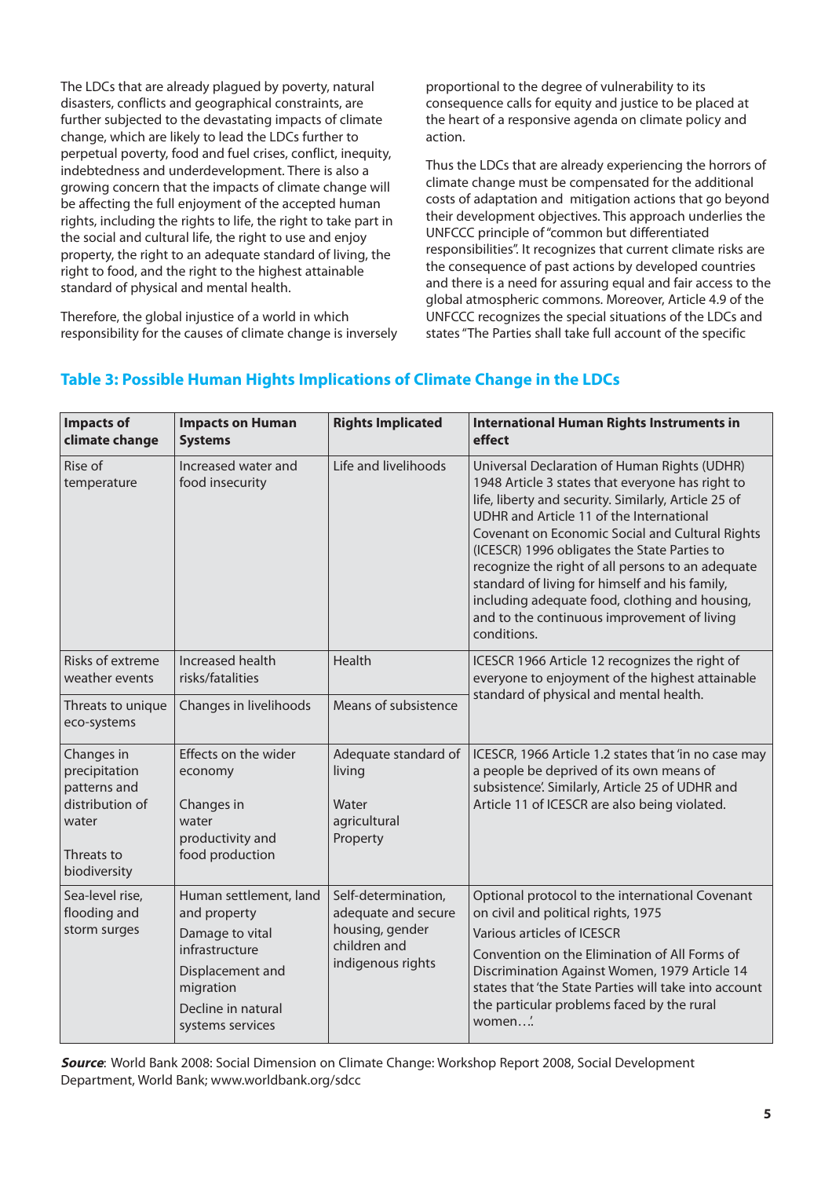The LDCs that are already plagued by poverty, natural disasters, conflicts and geographical constraints, are further subjected to the devastating impacts of climate change, which are likely to lead the LDCs further to perpetual poverty, food and fuel crises, conflict, inequity, indebtedness and underdevelopment. There is also a growing concern that the impacts of climate change will be affecting the full enjoyment of the accepted human rights, including the rights to life, the right to take part in the social and cultural life, the right to use and enjoy property, the right to an adequate standard of living, the right to food, and the right to the highest attainable standard of physical and mental health.

Therefore, the global injustice of a world in which responsibility for the causes of climate change is inversely proportional to the degree of vulnerability to its consequence calls for equity and justice to be placed at the heart of a responsive agenda on climate policy and action.

Thus the LDCs that are already experiencing the horrors of climate change must be compensated for the additional costs of adaptation and mitigation actions that go beyond their development objectives. This approach underlies the UNFCCC principle of "common but differentiated responsibilities". It recognizes that current climate risks are the consequence of past actions by developed countries and there is a need for assuring equal and fair access to the global atmospheric commons. Moreover, Article 4.9 of the UNFCCC recognizes the special situations of the LDCs and states "The Parties shall take full account of the specific

## Table 3: Possible Human Hights Implications of Climate Change in the LDCs

| Impacts of climate change | Impacts on Human Systems | Rights Implicated | International Human Rights Instruments in effect |
|---|---|---|---|
| Rise of temperature | Increased water and food insecurity | Life and livelihoods | Universal Declaration of Human Rights (UDHR) 1948 Article 3 states that everyone has right to life, liberty and security. Similarly, Article 25 of UDHR and Article 11 of the International Covenant on Economic Social and Cultural Rights (ICESCR) 1996 obligates the State Parties to recognize the right of all persons to an adequate standard of living for himself and his family, including adequate food, clothing and housing, and to the continuous improvement of living conditions. |
| Risks of extreme weather events | Increased health risks/fatalities | Health | ICESCR 1966 Article 12 recognizes the right of everyone to enjoyment of the highest attainable standard of physical and mental health. |
| Threats to unique eco-systems | Changes in livelihoods | Means of subsistence | |
| Changes in precipitation patterns and distribution of water<br><br>Threats to biodiversity | Effects on the wider economy<br><br>Changes in water productivity and food production | Adequate standard of living<br><br>Water agricultural Property | ICESCR, 1966 Article 1.2 states that 'in no case may a people be deprived of its own means of subsistence'. Similarly, Article 25 of UDHR and Article 11 of ICESCR are also being violated. |
| Sea-level rise, flooding and storm surges | Human settlement, land and property<br>Damage to vital infrastructure<br>Displacement and migration<br>Decline in natural systems services | Self-determination, adequate and secure housing, gender children and indigenous rights | Optional protocol to the international Covenant on civil and political rights, 1975<br>Various articles of ICESCR<br>Convention on the Elimination of All Forms of Discrimination Against Women, 1979 Article 14 states that 'the State Parties will take into account the particular problems faced by the rural women….' |

***Source***: World Bank 2008: Social Dimension on Climate Change: Workshop Report 2008, Social Development Department, World Bank; www.worldbank.org/sdcc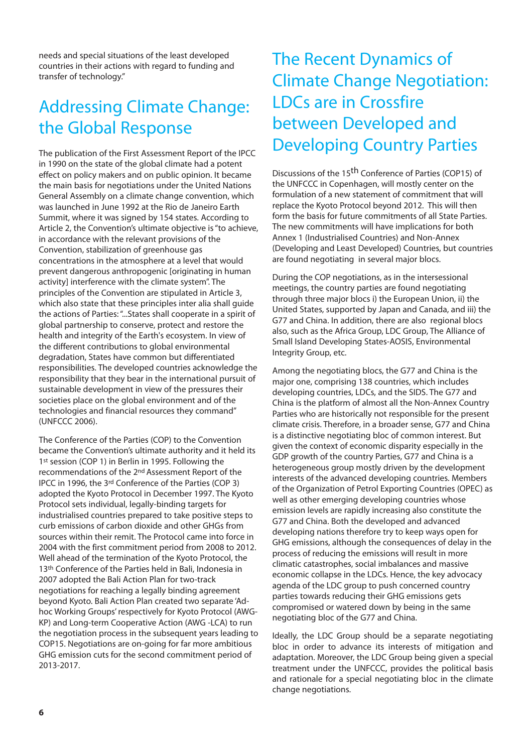needs and special situations of the least developed countries in their actions with regard to funding and transfer of technology."

## Addressing Climate Change: the Global Response

The publication of the First Assessment Report of the IPCC in 1990 on the state of the global climate had a potent effect on policy makers and on public opinion. It became the main basis for negotiations under the United Nations General Assembly on a climate change convention, which was launched in June 1992 at the Rio de Janeiro Earth Summit, where it was signed by 154 states. According to Article 2, the Convention's ultimate objective is "to achieve, in accordance with the relevant provisions of the Convention, stabilization of greenhouse gas concentrations in the atmosphere at a level that would prevent dangerous anthropogenic [originating in human activity] interference with the climate system". The principles of the Convention are stipulated in Article 3, which also state that these principles inter alia shall guide the actions of Parties: "...States shall cooperate in a spirit of global partnership to conserve, protect and restore the health and integrity of the Earth's ecosystem. In view of the different contributions to global environmental degradation, States have common but differentiated responsibilities. The developed countries acknowledge the responsibility that they bear in the international pursuit of sustainable development in view of the pressures their societies place on the global environment and of the technologies and financial resources they command" (UNFCCC 2006).

The Conference of the Parties (COP) to the Convention became the Convention's ultimate authority and it held its 1st session (COP 1) in Berlin in 1995. Following the recommendations of the 2nd Assessment Report of the IPCC in 1996, the 3rd Conference of the Parties (COP 3) adopted the Kyoto Protocol in December 1997. The Kyoto Protocol sets individual, legally-binding targets for industrialised countries prepared to take positive steps to curb emissions of carbon dioxide and other GHGs from sources within their remit. The Protocol came into force in 2004 with the first commitment period from 2008 to 2012. Well ahead of the termination of the Kyoto Protocol, the 13th Conference of the Parties held in Bali, Indonesia in 2007 adopted the Bali Action Plan for two-track negotiations for reaching a legally binding agreement beyond Kyoto. Bali Action Plan created two separate 'Ad-hoc Working Groups' respectively for Kyoto Protocol (AWG-KP) and Long-term Cooperative Action (AWG -LCA) to run the negotiation process in the subsequent years leading to COP15. Negotiations are on-going for far more ambitious GHG emission cuts for the second commitment period of 2013-2017.

## The Recent Dynamics of Climate Change Negotiation: LDCs are in Crossfire between Developed and Developing Country Parties

Discussions of the 15th Conference of Parties (COP15) of the UNFCCC in Copenhagen, will mostly center on the formulation of a new statement of commitment that will replace the Kyoto Protocol beyond 2012. This will then form the basis for future commitments of all State Parties. The new commitments will have implications for both Annex 1 (Industrialised Countries) and Non-Annex (Developing and Least Developed) Countries, but countries are found negotiating in several major blocs.

During the COP negotiations, as in the intersessional meetings, the country parties are found negotiating through three major blocs i) the European Union, ii) the United States, supported by Japan and Canada, and iii) the G77 and China. In addition, there are also regional blocs also, such as the Africa Group, LDC Group, The Alliance of Small Island Developing States-AOSIS, Environmental Integrity Group, etc.

Among the negotiating blocs, the G77 and China is the major one, comprising 138 countries, which includes developing countries, LDCs, and the SIDS. The G77 and China is the platform of almost all the Non-Annex Country Parties who are historically not responsible for the present climate crisis. Therefore, in a broader sense, G77 and China is a distinctive negotiating bloc of common interest. But given the context of economic disparity especially in the GDP growth of the country Parties, G77 and China is a heterogeneous group mostly driven by the development interests of the advanced developing countries. Members of the Organization of Petrol Exporting Countries (OPEC) as well as other emerging developing countries whose emission levels are rapidly increasing also constitute the G77 and China. Both the developed and advanced developing nations therefore try to keep ways open for GHG emissions, although the consequences of delay in the process of reducing the emissions will result in more climatic catastrophes, social imbalances and massive economic collapse in the LDCs. Hence, the key advocacy agenda of the LDC group to push concerned country parties towards reducing their GHG emissions gets compromised or watered down by being in the same negotiating bloc of the G77 and China.

Ideally, the LDC Group should be a separate negotiating bloc in order to advance its interests of mitigation and adaptation. Moreover, the LDC Group being given a special treatment under the UNFCCC, provides the political basis and rationale for a special negotiating bloc in the climate change negotiations.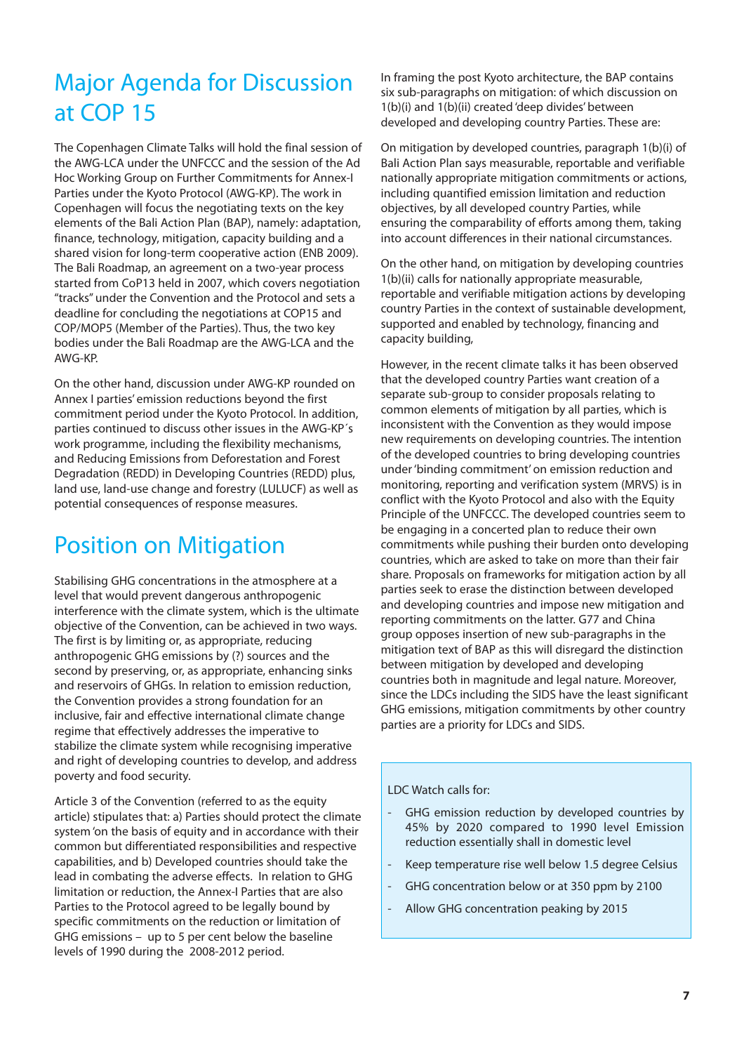## Major Agenda for Discussion at COP 15

The Copenhagen Climate Talks will hold the final session of the AWG-LCA under the UNFCCC and the session of the Ad Hoc Working Group on Further Commitments for Annex-I Parties under the Kyoto Protocol (AWG-KP). The work in Copenhagen will focus the negotiating texts on the key elements of the Bali Action Plan (BAP), namely: adaptation, finance, technology, mitigation, capacity building and a shared vision for long-term cooperative action (ENB 2009). The Bali Roadmap, an agreement on a two-year process started from CoP13 held in 2007, which covers negotiation "tracks" under the Convention and the Protocol and sets a deadline for concluding the negotiations at COP15 and COP/MOP5 (Member of the Parties). Thus, the two key bodies under the Bali Roadmap are the AWG-LCA and the AWG-KP.

On the other hand, discussion under AWG-KP rounded on Annex I parties' emission reductions beyond the first commitment period under the Kyoto Protocol. In addition, parties continued to discuss other issues in the AWG-KP´s work programme, including the flexibility mechanisms, and Reducing Emissions from Deforestation and Forest Degradation (REDD) in Developing Countries (REDD) plus, land use, land-use change and forestry (LULUCF) as well as potential consequences of response measures.

## Position on Mitigation

Stabilising GHG concentrations in the atmosphere at a level that would prevent dangerous anthropogenic interference with the climate system, which is the ultimate objective of the Convention, can be achieved in two ways. The first is by limiting or, as appropriate, reducing anthropogenic GHG emissions by (?) sources and the second by preserving, or, as appropriate, enhancing sinks and reservoirs of GHGs. In relation to emission reduction, the Convention provides a strong foundation for an inclusive, fair and effective international climate change regime that effectively addresses the imperative to stabilize the climate system while recognising imperative and right of developing countries to develop, and address poverty and food security.

Article 3 of the Convention (referred to as the equity article) stipulates that: a) Parties should protect the climate system 'on the basis of equity and in accordance with their common but differentiated responsibilities and respective capabilities, and b) Developed countries should take the lead in combating the adverse effects. In relation to GHG limitation or reduction, the Annex-I Parties that are also Parties to the Protocol agreed to be legally bound by specific commitments on the reduction or limitation of GHG emissions – up to 5 per cent below the baseline levels of 1990 during the 2008-2012 period.

In framing the post Kyoto architecture, the BAP contains six sub-paragraphs on mitigation: of which discussion on 1(b)(i) and 1(b)(ii) created 'deep divides' between developed and developing country Parties. These are:

On mitigation by developed countries, paragraph 1(b)(i) of Bali Action Plan says measurable, reportable and verifiable nationally appropriate mitigation commitments or actions, including quantified emission limitation and reduction objectives, by all developed country Parties, while ensuring the comparability of efforts among them, taking into account differences in their national circumstances.

On the other hand, on mitigation by developing countries 1(b)(ii) calls for nationally appropriate measurable, reportable and verifiable mitigation actions by developing country Parties in the context of sustainable development, supported and enabled by technology, financing and capacity building,

However, in the recent climate talks it has been observed that the developed country Parties want creation of a separate sub-group to consider proposals relating to common elements of mitigation by all parties, which is inconsistent with the Convention as they would impose new requirements on developing countries. The intention of the developed countries to bring developing countries under 'binding commitment' on emission reduction and monitoring, reporting and verification system (MRVS) is in conflict with the Kyoto Protocol and also with the Equity Principle of the UNFCCC. The developed countries seem to be engaging in a concerted plan to reduce their own commitments while pushing their burden onto developing countries, which are asked to take on more than their fair share. Proposals on frameworks for mitigation action by all parties seek to erase the distinction between developed and developing countries and impose new mitigation and reporting commitments on the latter. G77 and China group opposes insertion of new sub-paragraphs in the mitigation text of BAP as this will disregard the distinction between mitigation by developed and developing countries both in magnitude and legal nature. Moreover, since the LDCs including the SIDS have the least significant GHG emissions, mitigation commitments by other country parties are a priority for LDCs and SIDS.

> LDC Watch calls for:
>
> - GHG emission reduction by developed countries by 45% by 2020 compared to 1990 level Emission reduction essentially shall in domestic level
> - Keep temperature rise well below 1.5 degree Celsius
> - GHG concentration below or at 350 ppm by 2100
> - Allow GHG concentration peaking by 2015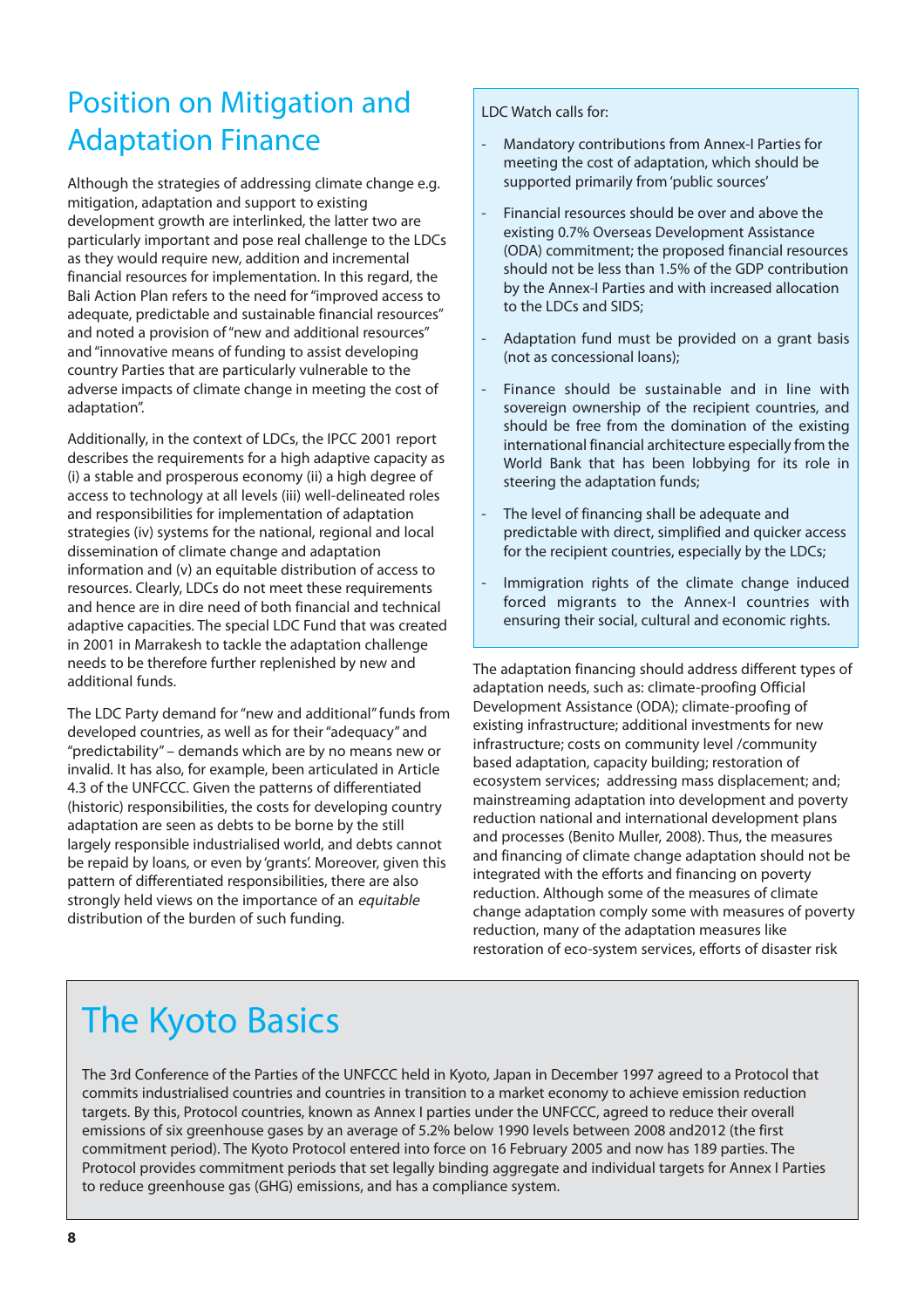# Position on Mitigation and Adaptation Finance

Although the strategies of addressing climate change e.g. mitigation, adaptation and support to existing development growth are interlinked, the latter two are particularly important and pose real challenge to the LDCs as they would require new, addition and incremental financial resources for implementation. In this regard, the Bali Action Plan refers to the need for "improved access to adequate, predictable and sustainable financial resources" and noted a provision of "new and additional resources" and "innovative means of funding to assist developing country Parties that are particularly vulnerable to the adverse impacts of climate change in meeting the cost of adaptation".

Additionally, in the context of LDCs, the IPCC 2001 report describes the requirements for a high adaptive capacity as (i) a stable and prosperous economy (ii) a high degree of access to technology at all levels (iii) well-delineated roles and responsibilities for implementation of adaptation strategies (iv) systems for the national, regional and local dissemination of climate change and adaptation information and (v) an equitable distribution of access to resources. Clearly, LDCs do not meet these requirements and hence are in dire need of both financial and technical adaptive capacities. The special LDC Fund that was created in 2001 in Marrakesh to tackle the adaptation challenge needs to be therefore further replenished by new and additional funds.

The LDC Party demand for "new and additional" funds from developed countries, as well as for their "adequacy" and "predictability" – demands which are by no means new or invalid. It has also, for example, been articulated in Article 4.3 of the UNFCCC. Given the patterns of differentiated (historic) responsibilities, the costs for developing country adaptation are seen as debts to be borne by the still largely responsible industrialised world, and debts cannot be repaid by loans, or even by 'grants'. Moreover, given this pattern of differentiated responsibilities, there are also strongly held views on the importance of an *equitable* distribution of the burden of such funding.

LDC Watch calls for:

- Mandatory contributions from Annex-I Parties for meeting the cost of adaptation, which should be supported primarily from 'public sources'
- Financial resources should be over and above the existing 0.7% Overseas Development Assistance (ODA) commitment; the proposed financial resources should not be less than 1.5% of the GDP contribution by the Annex-I Parties and with increased allocation to the LDCs and SIDS;
- Adaptation fund must be provided on a grant basis (not as concessional loans);
- Finance should be sustainable and in line with sovereign ownership of the recipient countries, and should be free from the domination of the existing international financial architecture especially from the World Bank that has been lobbying for its role in steering the adaptation funds;
- The level of financing shall be adequate and predictable with direct, simplified and quicker access for the recipient countries, especially by the LDCs;
- Immigration rights of the climate change induced forced migrants to the Annex-I countries with ensuring their social, cultural and economic rights.

The adaptation financing should address different types of adaptation needs, such as: climate-proofing Official Development Assistance (ODA); climate-proofing of existing infrastructure; additional investments for new infrastructure; costs on community level /community based adaptation, capacity building; restoration of ecosystem services; addressing mass displacement; and; mainstreaming adaptation into development and poverty reduction national and international development plans and processes (Benito Muller, 2008). Thus, the measures and financing of climate change adaptation should not be integrated with the efforts and financing on poverty reduction. Although some of the measures of climate change adaptation comply some with measures of poverty reduction, many of the adaptation measures like restoration of eco-system services, efforts of disaster risk

## The Kyoto Basics

The 3rd Conference of the Parties of the UNFCCC held in Kyoto, Japan in December 1997 agreed to a Protocol that commits industrialised countries and countries in transition to a market economy to achieve emission reduction targets. By this, Protocol countries, known as Annex I parties under the UNFCCC, agreed to reduce their overall emissions of six greenhouse gases by an average of 5.2% below 1990 levels between 2008 and2012 (the first commitment period). The Kyoto Protocol entered into force on 16 February 2005 and now has 189 parties. The Protocol provides commitment periods that set legally binding aggregate and individual targets for Annex I Parties to reduce greenhouse gas (GHG) emissions, and has a compliance system.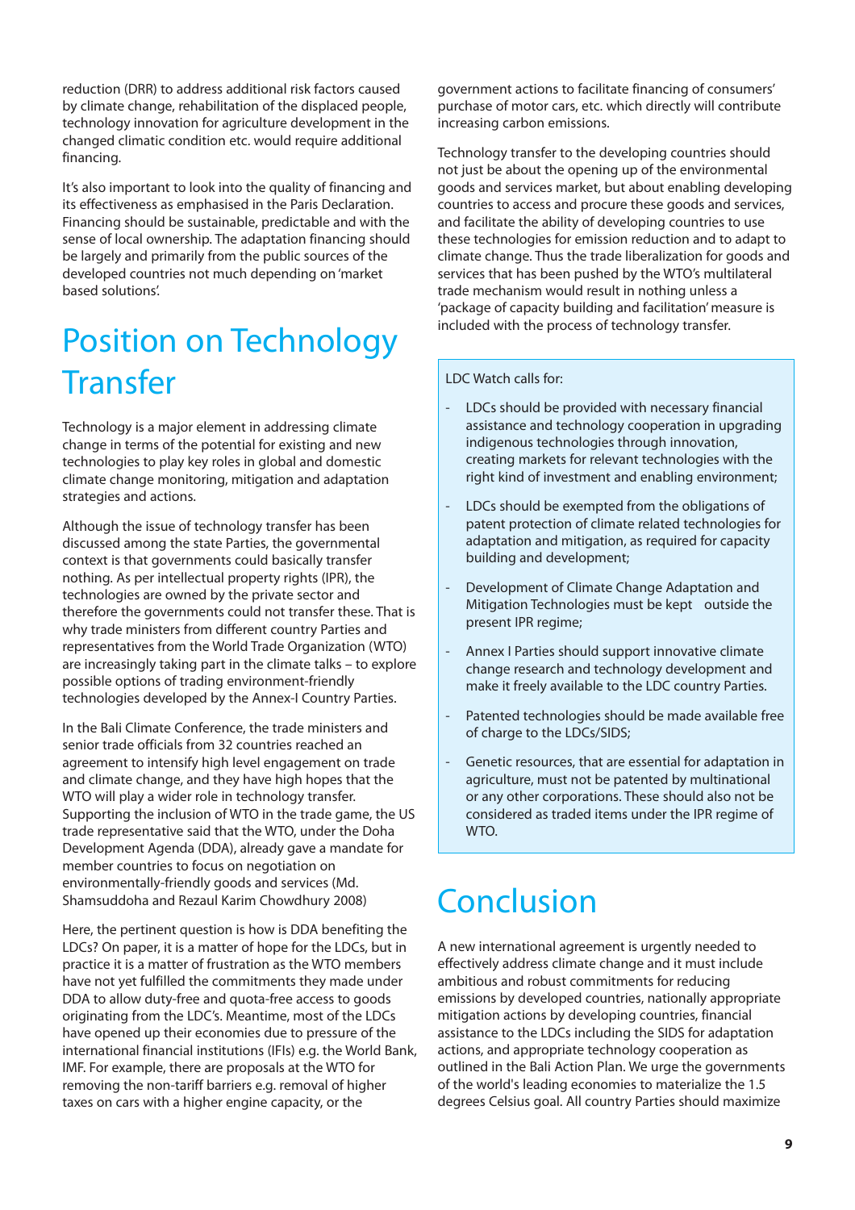reduction (DRR) to address additional risk factors caused by climate change, rehabilitation of the displaced people, technology innovation for agriculture development in the changed climatic condition etc. would require additional financing.

It's also important to look into the quality of financing and its effectiveness as emphasised in the Paris Declaration. Financing should be sustainable, predictable and with the sense of local ownership. The adaptation financing should be largely and primarily from the public sources of the developed countries not much depending on 'market based solutions'.

# Position on Technology Transfer

Technology is a major element in addressing climate change in terms of the potential for existing and new technologies to play key roles in global and domestic climate change monitoring, mitigation and adaptation strategies and actions.

Although the issue of technology transfer has been discussed among the state Parties, the governmental context is that governments could basically transfer nothing. As per intellectual property rights (IPR), the technologies are owned by the private sector and therefore the governments could not transfer these. That is why trade ministers from different country Parties and representatives from the World Trade Organization (WTO) are increasingly taking part in the climate talks – to explore possible options of trading environment-friendly technologies developed by the Annex-I Country Parties.

In the Bali Climate Conference, the trade ministers and senior trade officials from 32 countries reached an agreement to intensify high level engagement on trade and climate change, and they have high hopes that the WTO will play a wider role in technology transfer. Supporting the inclusion of WTO in the trade game, the US trade representative said that the WTO, under the Doha Development Agenda (DDA), already gave a mandate for member countries to focus on negotiation on environmentally-friendly goods and services (Md. Shamsuddoha and Rezaul Karim Chowdhury 2008)

Here, the pertinent question is how is DDA benefiting the LDCs? On paper, it is a matter of hope for the LDCs, but in practice it is a matter of frustration as the WTO members have not yet fulfilled the commitments they made under DDA to allow duty-free and quota-free access to goods originating from the LDC's. Meantime, most of the LDCs have opened up their economies due to pressure of the international financial institutions (IFIs) e.g. the World Bank, IMF. For example, there are proposals at the WTO for removing the non-tariff barriers e.g. removal of higher taxes on cars with a higher engine capacity, or the government actions to facilitate financing of consumers' purchase of motor cars, etc. which directly will contribute increasing carbon emissions.

Technology transfer to the developing countries should not just be about the opening up of the environmental goods and services market, but about enabling developing countries to access and procure these goods and services, and facilitate the ability of developing countries to use these technologies for emission reduction and to adapt to climate change. Thus the trade liberalization for goods and services that has been pushed by the WTO's multilateral trade mechanism would result in nothing unless a 'package of capacity building and facilitation' measure is included with the process of technology transfer.

LDC Watch calls for:

- LDCs should be provided with necessary financial assistance and technology cooperation in upgrading indigenous technologies through innovation, creating markets for relevant technologies with the right kind of investment and enabling environment;
- LDCs should be exempted from the obligations of patent protection of climate related technologies for adaptation and mitigation, as required for capacity building and development;
- Development of Climate Change Adaptation and Mitigation Technologies must be kept outside the present IPR regime;
- Annex I Parties should support innovative climate change research and technology development and make it freely available to the LDC country Parties.
- Patented technologies should be made available free of charge to the LDCs/SIDS;
- Genetic resources, that are essential for adaptation in agriculture, must not be patented by multinational or any other corporations. These should also not be considered as traded items under the IPR regime of WTO.

# Conclusion

A new international agreement is urgently needed to effectively address climate change and it must include ambitious and robust commitments for reducing emissions by developed countries, nationally appropriate mitigation actions by developing countries, financial assistance to the LDCs including the SIDS for adaptation actions, and appropriate technology cooperation as outlined in the Bali Action Plan. We urge the governments of the world's leading economies to materialize the 1.5 degrees Celsius goal. All country Parties should maximize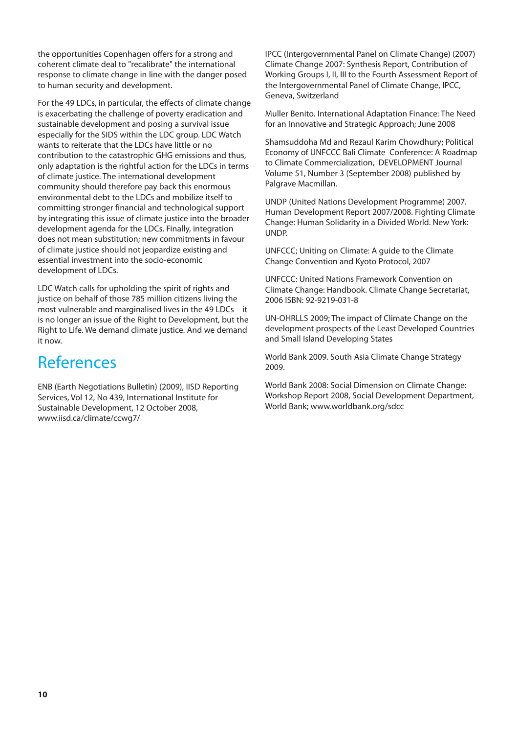the opportunities Copenhagen offers for a strong and coherent climate deal to "recalibrate" the international response to climate change in line with the danger posed to human security and development.

For the 49 LDCs, in particular, the effects of climate change is exacerbating the challenge of poverty eradication and sustainable development and posing a survival issue especially for the SIDS within the LDC group. LDC Watch wants to reiterate that the LDCs have little or no contribution to the catastrophic GHG emissions and thus, only adaptation is the rightful action for the LDCs in terms of climate justice. The international development community should therefore pay back this enormous environmental debt to the LDCs and mobilize itself to committing stronger financial and technological support by integrating this issue of climate justice into the broader development agenda for the LDCs. Finally, integration does not mean substitution; new commitments in favour of climate justice should not jeopardize existing and essential investment into the socio-economic development of LDCs.

LDC Watch calls for upholding the spirit of rights and justice on behalf of those 785 million citizens living the most vulnerable and marginalised lives in the 49 LDCs – it is no longer an issue of the Right to Development, but the Right to Life. We demand climate justice. And we demand it now.

# References

ENB (Earth Negotiations Bulletin) (2009), IISD Reporting Services, Vol 12, No 439, International Institute for Sustainable Development, 12 October 2008, www.iisd.ca/climate/ccwg7/

IPCC (Intergovernmental Panel on Climate Change) (2007) Climate Change 2007: Synthesis Report, Contribution of Working Groups I, II, III to the Fourth Assessment Report of the Intergovernmental Panel of Climate Change, IPCC, Geneva, Switzerland

Muller Benito. International Adaptation Finance: The Need for an Innovative and Strategic Approach; June 2008

Shamsuddoha Md and Rezaul Karim Chowdhury; Political Economy of UNFCCC Bali Climate Conference: A Roadmap to Climate Commercialization, DEVELOPMENT Journal Volume 51, Number 3 (September 2008) published by Palgrave Macmillan.

UNDP (United Nations Development Programme) 2007. Human Development Report 2007/2008. Fighting Climate Change: Human Solidarity in a Divided World. New York: UNDP.

UNFCCC; Uniting on Climate: A guide to the Climate Change Convention and Kyoto Protocol, 2007

UNFCCC: United Nations Framework Convention on Climate Change: Handbook. Climate Change Secretariat, 2006 ISBN: 92-9219-031-8

UN-OHRLLS 2009; The impact of Climate Change on the development prospects of the Least Developed Countries and Small Island Developing States

World Bank 2009. South Asia Climate Change Strategy 2009.

World Bank 2008: Social Dimension on Climate Change: Workshop Report 2008, Social Development Department, World Bank; www.worldbank.org/sdcc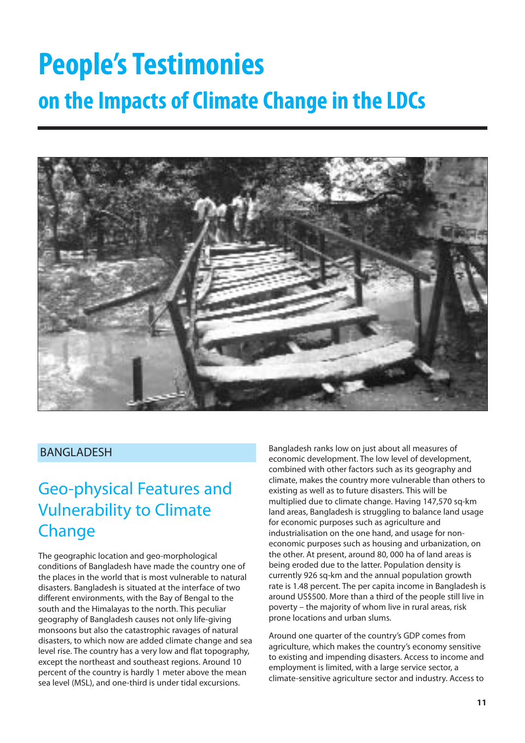# People's Testimonies

## on the Impacts of Climate Change in the LDCs

BANGLADESH

### Geo-physical Features and Vulnerability to Climate Change

The geographic location and geo-morphological conditions of Bangladesh have made the country one of the places in the world that is most vulnerable to natural disasters. Bangladesh is situated at the interface of two different environments, with the Bay of Bengal to the south and the Himalayas to the north. This peculiar geography of Bangladesh causes not only life-giving monsoons but also the catastrophic ravages of natural disasters, to which now are added climate change and sea level rise. The country has a very low and flat topography, except the northeast and southeast regions. Around 10 percent of the country is hardly 1 meter above the mean sea level (MSL), and one-third is under tidal excursions.

Bangladesh ranks low on just about all measures of economic development. The low level of development, combined with other factors such as its geography and climate, makes the country more vulnerable than others to existing as well as to future disasters. This will be multiplied due to climate change. Having 147,570 sq-km land areas, Bangladesh is struggling to balance land usage for economic purposes such as agriculture and industrialisation on the one hand, and usage for non-economic purposes such as housing and urbanization, on the other. At present, around 80, 000 ha of land areas is being eroded due to the latter. Population density is currently 926 sq-km and the annual population growth rate is 1.48 percent. The per capita income in Bangladesh is around US$500. More than a third of the people still live in poverty – the majority of whom live in rural areas, risk prone locations and urban slums.

Around one quarter of the country's GDP comes from agriculture, which makes the country's economy sensitive to existing and impending disasters. Access to income and employment is limited, with a large service sector, a climate-sensitive agriculture sector and industry. Access to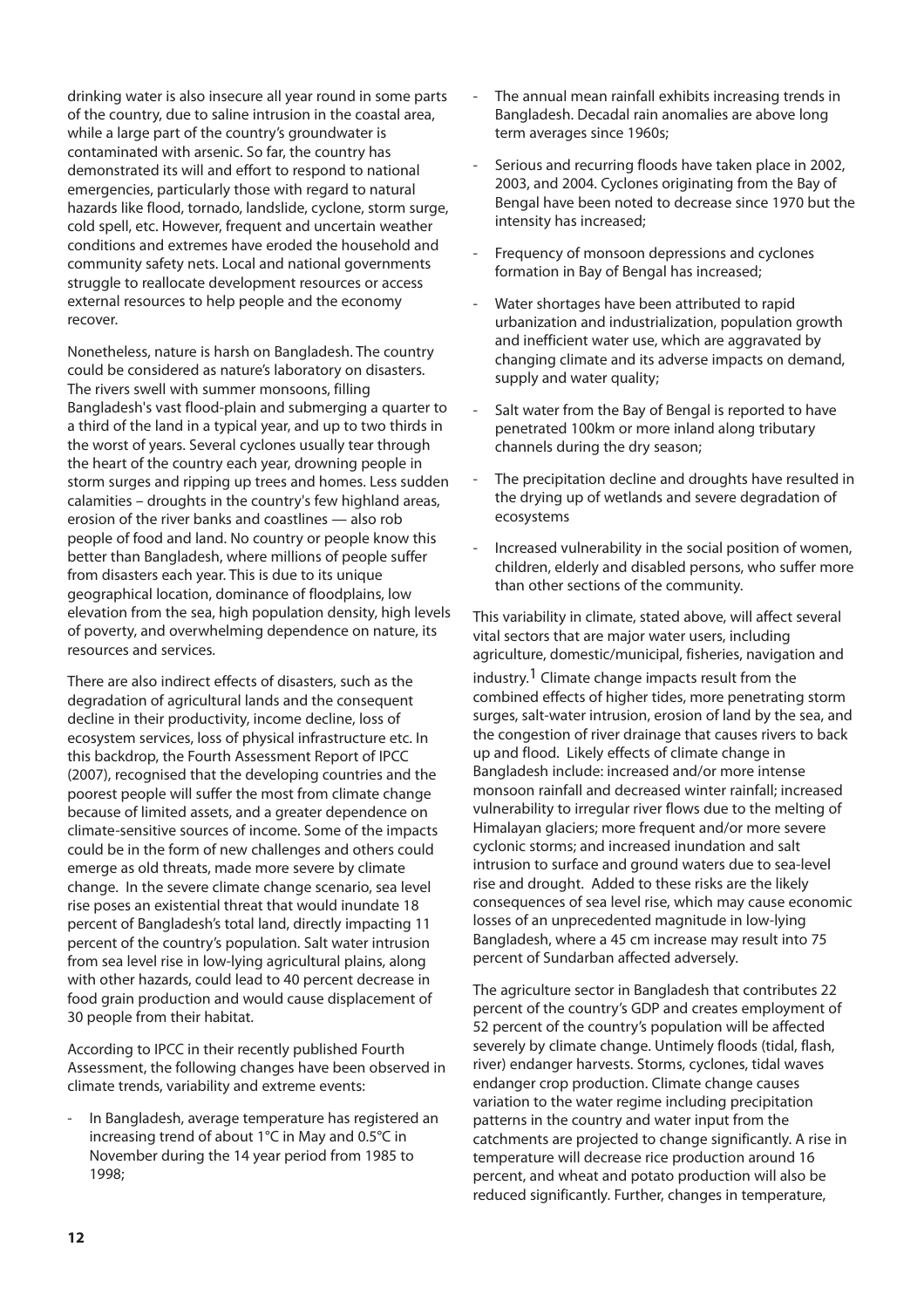drinking water is also insecure all year round in some parts of the country, due to saline intrusion in the coastal area, while a large part of the country's groundwater is contaminated with arsenic. So far, the country has demonstrated its will and effort to respond to national emergencies, particularly those with regard to natural hazards like flood, tornado, landslide, cyclone, storm surge, cold spell, etc. However, frequent and uncertain weather conditions and extremes have eroded the household and community safety nets. Local and national governments struggle to reallocate development resources or access external resources to help people and the economy recover.

Nonetheless, nature is harsh on Bangladesh. The country could be considered as nature's laboratory on disasters. The rivers swell with summer monsoons, filling Bangladesh's vast flood-plain and submerging a quarter to a third of the land in a typical year, and up to two thirds in the worst of years. Several cyclones usually tear through the heart of the country each year, drowning people in storm surges and ripping up trees and homes. Less sudden calamities – droughts in the country's few highland areas, erosion of the river banks and coastlines — also rob people of food and land. No country or people know this better than Bangladesh, where millions of people suffer from disasters each year. This is due to its unique geographical location, dominance of floodplains, low elevation from the sea, high population density, high levels of poverty, and overwhelming dependence on nature, its resources and services.

There are also indirect effects of disasters, such as the degradation of agricultural lands and the consequent decline in their productivity, income decline, loss of ecosystem services, loss of physical infrastructure etc. In this backdrop, the Fourth Assessment Report of IPCC (2007), recognised that the developing countries and the poorest people will suffer the most from climate change because of limited assets, and a greater dependence on climate-sensitive sources of income. Some of the impacts could be in the form of new challenges and others could emerge as old threats, made more severe by climate change. In the severe climate change scenario, sea level rise poses an existential threat that would inundate 18 percent of Bangladesh's total land, directly impacting 11 percent of the country's population. Salt water intrusion from sea level rise in low-lying agricultural plains, along with other hazards, could lead to 40 percent decrease in food grain production and would cause displacement of 30 people from their habitat.

According to IPCC in their recently published Fourth Assessment, the following changes have been observed in climate trends, variability and extreme events:

- In Bangladesh, average temperature has registered an increasing trend of about 1°C in May and 0.5°C in November during the 14 year period from 1985 to 1998;
- The annual mean rainfall exhibits increasing trends in Bangladesh. Decadal rain anomalies are above long term averages since 1960s;
- Serious and recurring floods have taken place in 2002, 2003, and 2004. Cyclones originating from the Bay of Bengal have been noted to decrease since 1970 but the intensity has increased;
- Frequency of monsoon depressions and cyclones formation in Bay of Bengal has increased;
- Water shortages have been attributed to rapid urbanization and industrialization, population growth and inefficient water use, which are aggravated by changing climate and its adverse impacts on demand, supply and water quality;
- Salt water from the Bay of Bengal is reported to have penetrated 100km or more inland along tributary channels during the dry season;
- The precipitation decline and droughts have resulted in the drying up of wetlands and severe degradation of ecosystems
- Increased vulnerability in the social position of women, children, elderly and disabled persons, who suffer more than other sections of the community.

This variability in climate, stated above, will affect several vital sectors that are major water users, including agriculture, domestic/municipal, fisheries, navigation and industry.[1] Climate change impacts result from the combined effects of higher tides, more penetrating storm surges, salt-water intrusion, erosion of land by the sea, and the congestion of river drainage that causes rivers to back up and flood. Likely effects of climate change in Bangladesh include: increased and/or more intense monsoon rainfall and decreased winter rainfall; increased vulnerability to irregular river flows due to the melting of Himalayan glaciers; more frequent and/or more severe cyclonic storms; and increased inundation and salt intrusion to surface and ground waters due to sea-level rise and drought. Added to these risks are the likely consequences of sea level rise, which may cause economic losses of an unprecedented magnitude in low-lying Bangladesh, where a 45 cm increase may result into 75 percent of Sundarban affected adversely.

The agriculture sector in Bangladesh that contributes 22 percent of the country's GDP and creates employment of 52 percent of the country's population will be affected severely by climate change. Untimely floods (tidal, flash, river) endanger harvests. Storms, cyclones, tidal waves endanger crop production. Climate change causes variation to the water regime including precipitation patterns in the country and water input from the catchments are projected to change significantly. A rise in temperature will decrease rice production around 16 percent, and wheat and potato production will also be reduced significantly. Further, changes in temperature,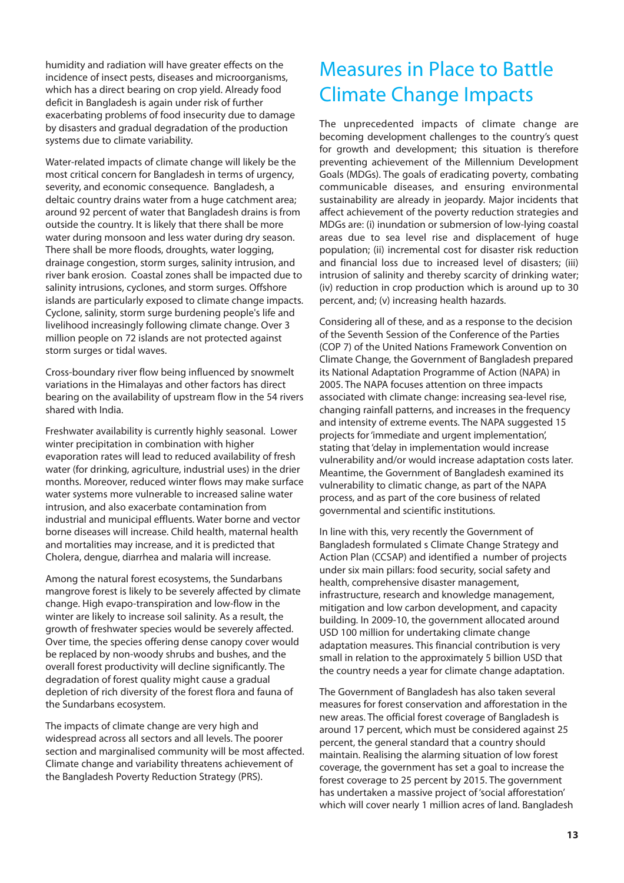humidity and radiation will have greater effects on the incidence of insect pests, diseases and microorganisms, which has a direct bearing on crop yield. Already food deficit in Bangladesh is again under risk of further exacerbating problems of food insecurity due to damage by disasters and gradual degradation of the production systems due to climate variability.

Water-related impacts of climate change will likely be the most critical concern for Bangladesh in terms of urgency, severity, and economic consequence. Bangladesh, a deltaic country drains water from a huge catchment area; around 92 percent of water that Bangladesh drains is from outside the country. It is likely that there shall be more water during monsoon and less water during dry season. There shall be more floods, droughts, water logging, drainage congestion, storm surges, salinity intrusion, and river bank erosion. Coastal zones shall be impacted due to salinity intrusions, cyclones, and storm surges. Offshore islands are particularly exposed to climate change impacts. Cyclone, salinity, storm surge burdening people's life and livelihood increasingly following climate change. Over 3 million people on 72 islands are not protected against storm surges or tidal waves.

Cross-boundary river flow being influenced by snowmelt variations in the Himalayas and other factors has direct bearing on the availability of upstream flow in the 54 rivers shared with India.

Freshwater availability is currently highly seasonal. Lower winter precipitation in combination with higher evaporation rates will lead to reduced availability of fresh water (for drinking, agriculture, industrial uses) in the drier months. Moreover, reduced winter flows may make surface water systems more vulnerable to increased saline water intrusion, and also exacerbate contamination from industrial and municipal effluents. Water borne and vector borne diseases will increase. Child health, maternal health and mortalities may increase, and it is predicted that Cholera, dengue, diarrhea and malaria will increase.

Among the natural forest ecosystems, the Sundarbans mangrove forest is likely to be severely affected by climate change. High evapo-transpiration and low-flow in the winter are likely to increase soil salinity. As a result, the growth of freshwater species would be severely affected. Over time, the species offering dense canopy cover would be replaced by non-woody shrubs and bushes, and the overall forest productivity will decline significantly. The degradation of forest quality might cause a gradual depletion of rich diversity of the forest flora and fauna of the Sundarbans ecosystem.

The impacts of climate change are very high and widespread across all sectors and all levels. The poorer section and marginalised community will be most affected. Climate change and variability threatens achievement of the Bangladesh Poverty Reduction Strategy (PRS).

## Measures in Place to Battle Climate Change Impacts

The unprecedented impacts of climate change are becoming development challenges to the country's quest for growth and development; this situation is therefore preventing achievement of the Millennium Development Goals (MDGs). The goals of eradicating poverty, combating communicable diseases, and ensuring environmental sustainability are already in jeopardy. Major incidents that affect achievement of the poverty reduction strategies and MDGs are: (i) inundation or submersion of low-lying coastal areas due to sea level rise and displacement of huge population; (ii) incremental cost for disaster risk reduction and financial loss due to increased level of disasters; (iii) intrusion of salinity and thereby scarcity of drinking water; (iv) reduction in crop production which is around up to 30 percent, and; (v) increasing health hazards.

Considering all of these, and as a response to the decision of the Seventh Session of the Conference of the Parties (COP 7) of the United Nations Framework Convention on Climate Change, the Government of Bangladesh prepared its National Adaptation Programme of Action (NAPA) in 2005. The NAPA focuses attention on three impacts associated with climate change: increasing sea-level rise, changing rainfall patterns, and increases in the frequency and intensity of extreme events. The NAPA suggested 15 projects for 'immediate and urgent implementation', stating that 'delay in implementation would increase vulnerability and/or would increase adaptation costs later. Meantime, the Government of Bangladesh examined its vulnerability to climatic change, as part of the NAPA process, and as part of the core business of related governmental and scientific institutions.

In line with this, very recently the Government of Bangladesh formulated s Climate Change Strategy and Action Plan (CCSAP) and identified a number of projects under six main pillars: food security, social safety and health, comprehensive disaster management, infrastructure, research and knowledge management, mitigation and low carbon development, and capacity building. In 2009-10, the government allocated around USD 100 million for undertaking climate change adaptation measures. This financial contribution is very small in relation to the approximately 5 billion USD that the country needs a year for climate change adaptation.

The Government of Bangladesh has also taken several measures for forest conservation and afforestation in the new areas. The official forest coverage of Bangladesh is around 17 percent, which must be considered against 25 percent, the general standard that a country should maintain. Realising the alarming situation of low forest coverage, the government has set a goal to increase the forest coverage to 25 percent by 2015. The government has undertaken a massive project of 'social afforestation' which will cover nearly 1 million acres of land. Bangladesh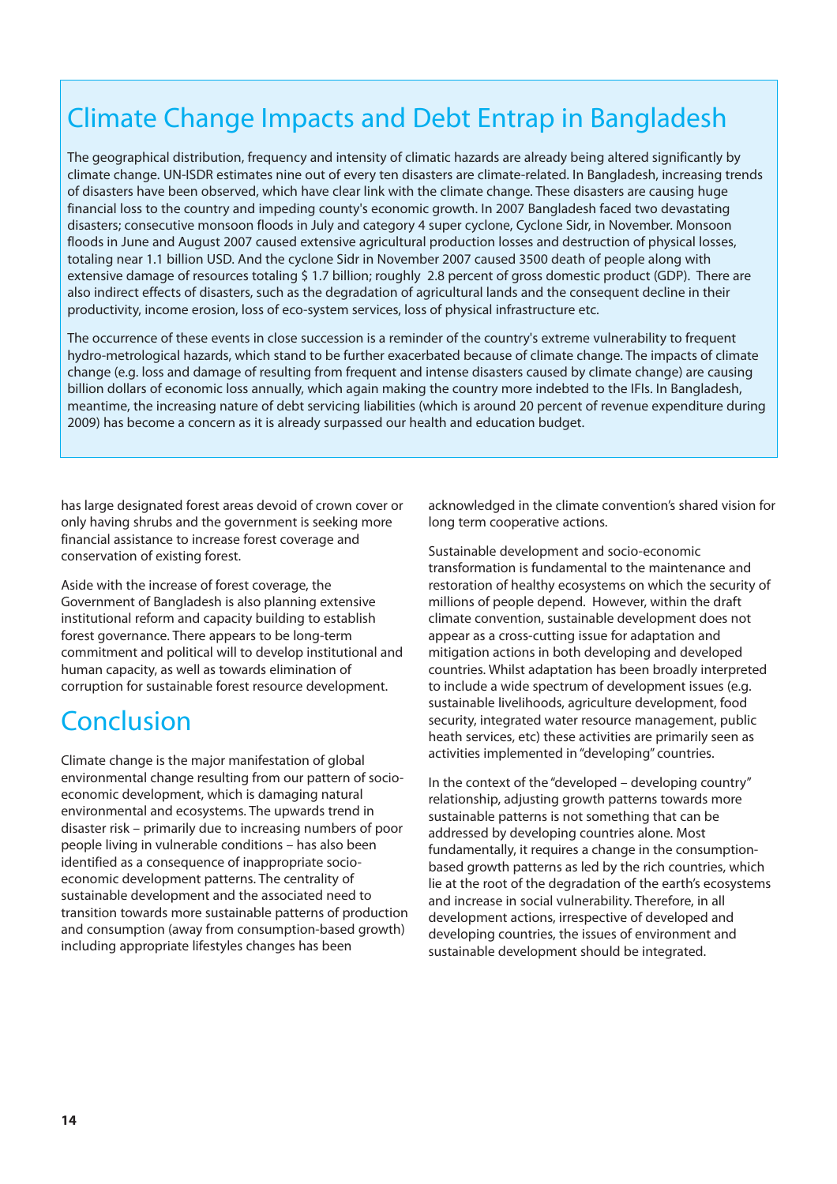## Climate Change Impacts and Debt Entrap in Bangladesh

The geographical distribution, frequency and intensity of climatic hazards are already being altered significantly by climate change. UN-ISDR estimates nine out of every ten disasters are climate-related. In Bangladesh, increasing trends of disasters have been observed, which have clear link with the climate change. These disasters are causing huge financial loss to the country and impeding county's economic growth. In 2007 Bangladesh faced two devastating disasters; consecutive monsoon floods in July and category 4 super cyclone, Cyclone Sidr, in November. Monsoon floods in June and August 2007 caused extensive agricultural production losses and destruction of physical losses, totaling near 1.1 billion USD. And the cyclone Sidr in November 2007 caused 3500 death of people along with extensive damage of resources totaling $ 1.7 billion; roughly 2.8 percent of gross domestic product (GDP). There are also indirect effects of disasters, such as the degradation of agricultural lands and the consequent decline in their productivity, income erosion, loss of eco-system services, loss of physical infrastructure etc.

The occurrence of these events in close succession is a reminder of the country's extreme vulnerability to frequent hydro-metrological hazards, which stand to be further exacerbated because of climate change. The impacts of climate change (e.g. loss and damage of resulting from frequent and intense disasters caused by climate change) are causing billion dollars of economic loss annually, which again making the country more indebted to the IFIs. In Bangladesh, meantime, the increasing nature of debt servicing liabilities (which is around 20 percent of revenue expenditure during 2009) has become a concern as it is already surpassed our health and education budget.

has large designated forest areas devoid of crown cover or only having shrubs and the government is seeking more financial assistance to increase forest coverage and conservation of existing forest.

Aside with the increase of forest coverage, the Government of Bangladesh is also planning extensive institutional reform and capacity building to establish forest governance. There appears to be long-term commitment and political will to develop institutional and human capacity, as well as towards elimination of corruption for sustainable forest resource development.

## Conclusion

Climate change is the major manifestation of global environmental change resulting from our pattern of socio-economic development, which is damaging natural environmental and ecosystems. The upwards trend in disaster risk – primarily due to increasing numbers of poor people living in vulnerable conditions – has also been identified as a consequence of inappropriate socio-economic development patterns. The centrality of sustainable development and the associated need to transition towards more sustainable patterns of production and consumption (away from consumption-based growth) including appropriate lifestyles changes has been acknowledged in the climate convention's shared vision for long term cooperative actions.

Sustainable development and socio-economic transformation is fundamental to the maintenance and restoration of healthy ecosystems on which the security of millions of people depend. However, within the draft climate convention, sustainable development does not appear as a cross-cutting issue for adaptation and mitigation actions in both developing and developed countries. Whilst adaptation has been broadly interpreted to include a wide spectrum of development issues (e.g. sustainable livelihoods, agriculture development, food security, integrated water resource management, public heath services, etc) these activities are primarily seen as activities implemented in "developing" countries.

In the context of the "developed – developing country" relationship, adjusting growth patterns towards more sustainable patterns is not something that can be addressed by developing countries alone. Most fundamentally, it requires a change in the consumption-based growth patterns as led by the rich countries, which lie at the root of the degradation of the earth's ecosystems and increase in social vulnerability. Therefore, in all development actions, irrespective of developed and developing countries, the issues of environment and sustainable development should be integrated.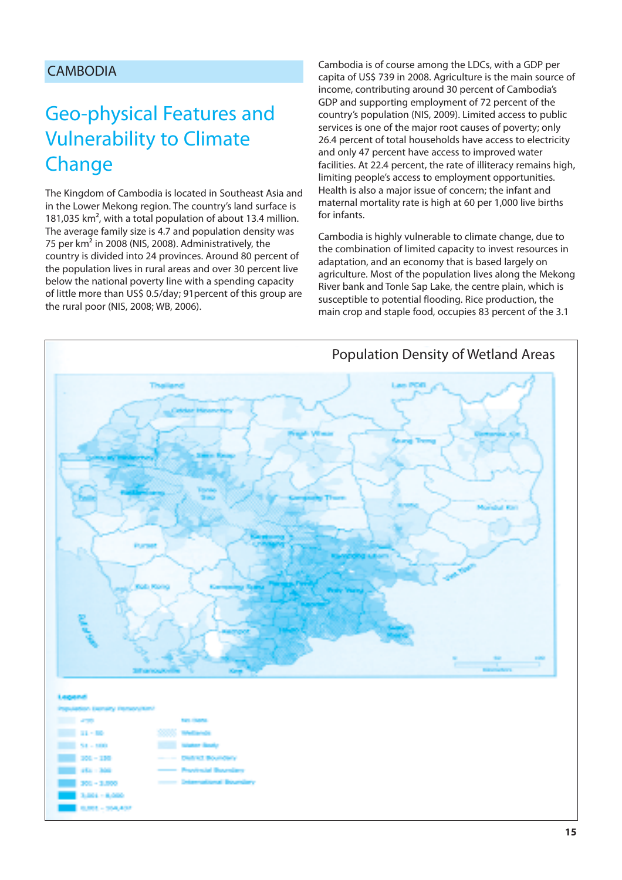CAMBODIA

# Geo-physical Features and Vulnerability to Climate Change

The Kingdom of Cambodia is located in Southeast Asia and in the Lower Mekong region. The country's land surface is 181,035 km$^2$, with a total population of about 13.4 million. The average family size is 4.7 and population density was 75 per km$^2$ in 2008 (NIS, 2008). Administratively, the country is divided into 24 provinces. Around 80 percent of the population lives in rural areas and over 30 percent live below the national poverty line with a spending capacity of little more than US$ 0.5/day; 91percent of this group are the rural poor (NIS, 2008; WB, 2006).

Cambodia is of course among the LDCs, with a GDP per capita of US$ 739 in 2008. Agriculture is the main source of income, contributing around 30 percent of Cambodia's GDP and supporting employment of 72 percent of the country's population (NIS, 2009). Limited access to public services is one of the major root causes of poverty; only 26.4 percent of total households have access to electricity and only 47 percent have access to improved water facilities. At 22.4 percent, the rate of illiteracy remains high, limiting people's access to employment opportunities. Health is also a major issue of concern; the infant and maternal mortality rate is high at 60 per 1,000 live births for infants.

Cambodia is highly vulnerable to climate change, due to the combination of limited capacity to invest resources in adaptation, and an economy that is based largely on agriculture. Most of the population lives along the Mekong River bank and Tonle Sap Lake, the centre plain, which is susceptible to potential flooding. Rice production, the main crop and staple food, occupies 83 percent of the 3.1

Population Density of Wetland Areas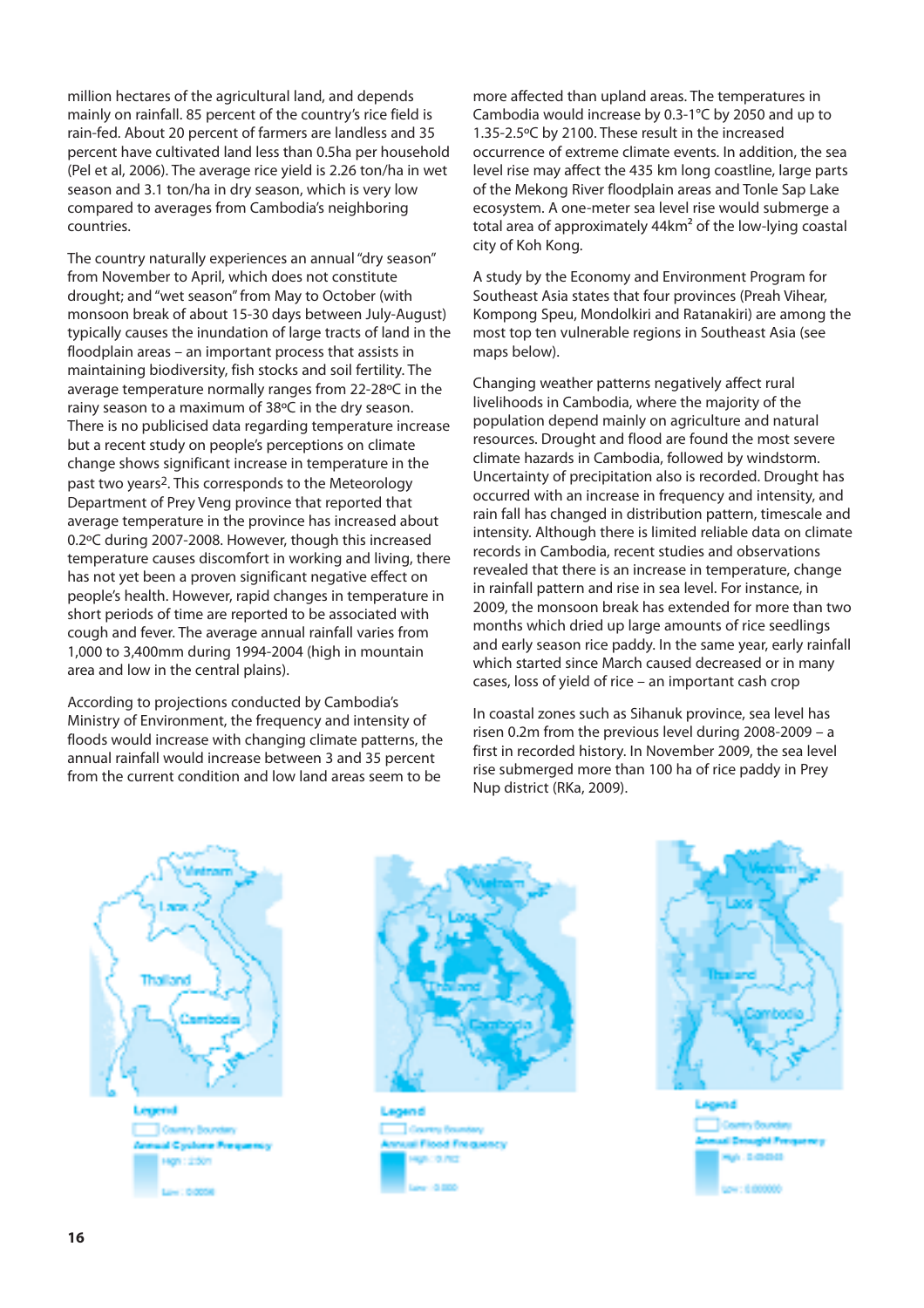million hectares of the agricultural land, and depends mainly on rainfall. 85 percent of the country's rice field is rain-fed. About 20 percent of farmers are landless and 35 percent have cultivated land less than 0.5ha per household (Pel et al, 2006). The average rice yield is 2.26 ton/ha in wet season and 3.1 ton/ha in dry season, which is very low compared to averages from Cambodia's neighboring countries.

The country naturally experiences an annual "dry season" from November to April, which does not constitute drought; and "wet season" from May to October (with monsoon break of about 15-30 days between July-August) typically causes the inundation of large tracts of land in the floodplain areas – an important process that assists in maintaining biodiversity, fish stocks and soil fertility. The average temperature normally ranges from 22-28ºC in the rainy season to a maximum of 38ºC in the dry season. There is no publicised data regarding temperature increase but a recent study on people's perceptions on climate change shows significant increase in temperature in the past two years[2]. This corresponds to the Meteorology Department of Prey Veng province that reported that average temperature in the province has increased about 0.2ºC during 2007-2008. However, though this increased temperature causes discomfort in working and living, there has not yet been a proven significant negative effect on people's health. However, rapid changes in temperature in short periods of time are reported to be associated with cough and fever. The average annual rainfall varies from 1,000 to 3,400mm during 1994-2004 (high in mountain area and low in the central plains).

According to projections conducted by Cambodia's Ministry of Environment, the frequency and intensity of floods would increase with changing climate patterns, the annual rainfall would increase between 3 and 35 percent from the current condition and low land areas seem to be more affected than upland areas. The temperatures in Cambodia would increase by 0.3-1°C by 2050 and up to 1.35-2.5ºC by 2100. These result in the increased occurrence of extreme climate events. In addition, the sea level rise may affect the 435 km long coastline, large parts of the Mekong River floodplain areas and Tonle Sap Lake ecosystem. A one-meter sea level rise would submerge a total area of approximately 44km$^2$ of the low-lying coastal city of Koh Kong.

A study by the Economy and Environment Program for Southeast Asia states that four provinces (Preah Vihear, Kompong Speu, Mondolkiri and Ratanakiri) are among the most top ten vulnerable regions in Southeast Asia (see maps below).

Changing weather patterns negatively affect rural livelihoods in Cambodia, where the majority of the population depend mainly on agriculture and natural resources. Drought and flood are found the most severe climate hazards in Cambodia, followed by windstorm. Uncertainty of precipitation also is recorded. Drought has occurred with an increase in frequency and intensity, and rain fall has changed in distribution pattern, timescale and intensity. Although there is limited reliable data on climate records in Cambodia, recent studies and observations revealed that there is an increase in temperature, change in rainfall pattern and rise in sea level. For instance, in 2009, the monsoon break has extended for more than two months which dried up large amounts of rice seedlings and early season rice paddy. In the same year, early rainfall which started since March caused decreased or in many cases, loss of yield of rice – an important cash crop

In coastal zones such as Sihanuk province, sea level has risen 0.2m from the previous level during 2008-2009 – a first in recorded history. In November 2009, the sea level rise submerged more than 100 ha of rice paddy in Prey Nup district (RKa, 2009).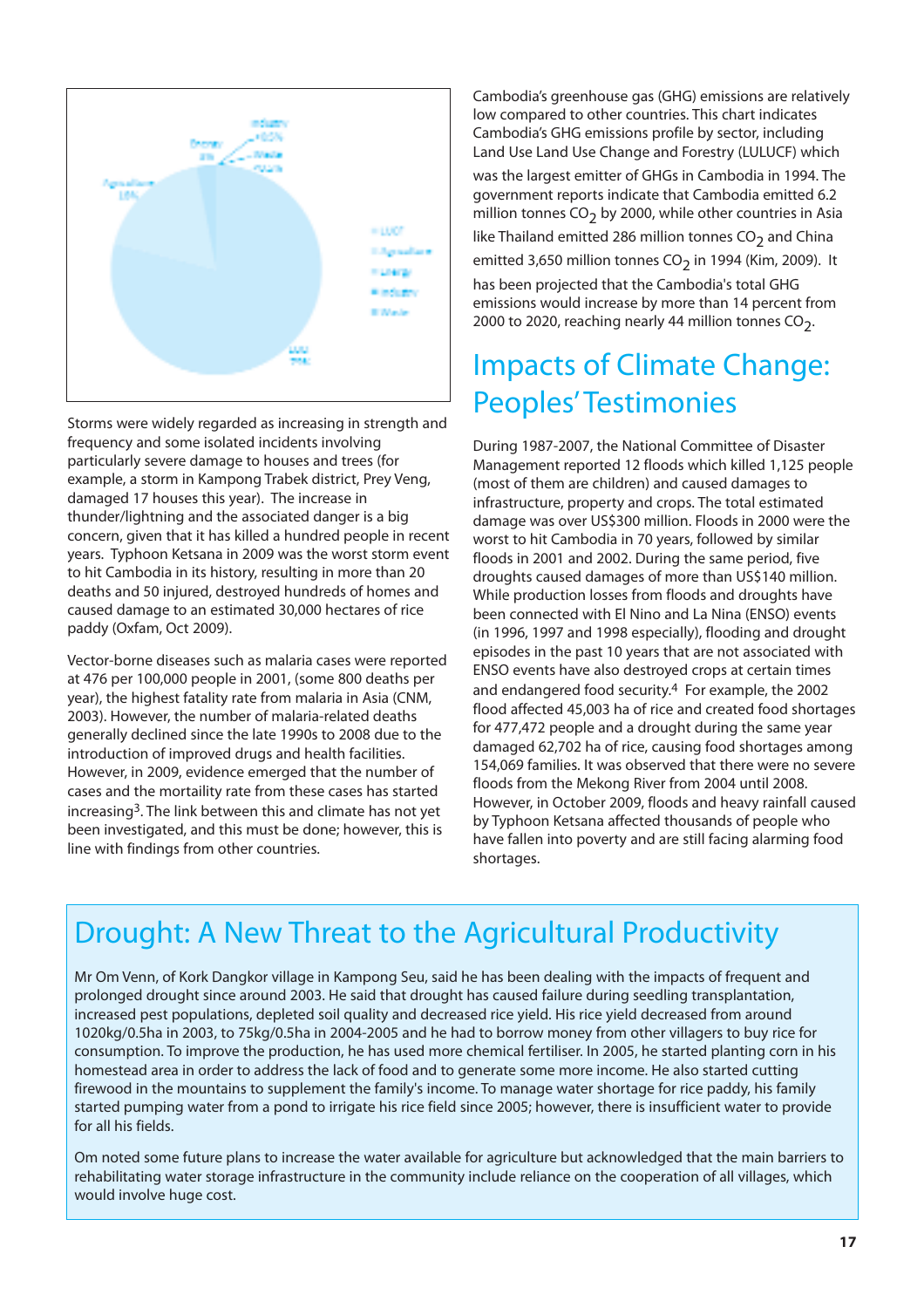Storms were widely regarded as increasing in strength and frequency and some isolated incidents involving particularly severe damage to houses and trees (for example, a storm in Kampong Trabek district, Prey Veng, damaged 17 houses this year). The increase in thunder/lightning and the associated danger is a big concern, given that it has killed a hundred people in recent years. Typhoon Ketsana in 2009 was the worst storm event to hit Cambodia in its history, resulting in more than 20 deaths and 50 injured, destroyed hundreds of homes and caused damage to an estimated 30,000 hectares of rice paddy (Oxfam, Oct 2009).

Vector-borne diseases such as malaria cases were reported at 476 per 100,000 people in 2001, (some 800 deaths per year), the highest fatality rate from malaria in Asia (CNM, 2003). However, the number of malaria-related deaths generally declined since the late 1990s to 2008 due to the introduction of improved drugs and health facilities. However, in 2009, evidence emerged that the number of cases and the mortaility rate from these cases has started increasing[3]. The link between this and climate has not yet been investigated, and this must be done; however, this is line with findings from other countries.

Cambodia's greenhouse gas (GHG) emissions are relatively low compared to other countries. This chart indicates Cambodia's GHG emissions profile by sector, including Land Use Land Use Change and Forestry (LULUCF) which was the largest emitter of GHGs in Cambodia in 1994. The government reports indicate that Cambodia emitted 6.2 million tonnes $CO_2$ by 2000, while other countries in Asia like Thailand emitted 286 million tonnes $CO_2$ and China emitted 3,650 million tonnes $CO_2$ in 1994 (Kim, 2009). It has been projected that the Cambodia's total GHG emissions would increase by more than 14 percent from 2000 to 2020, reaching nearly 44 million tonnes $CO_2$.

## Impacts of Climate Change: Peoples' Testimonies

During 1987-2007, the National Committee of Disaster Management reported 12 floods which killed 1,125 people (most of them are children) and caused damages to infrastructure, property and crops. The total estimated damage was over US$300 million. Floods in 2000 were the worst to hit Cambodia in 70 years, followed by similar floods in 2001 and 2002. During the same period, five droughts caused damages of more than US$140 million. While production losses from floods and droughts have been connected with El Nino and La Nina (ENSO) events (in 1996, 1997 and 1998 especially), flooding and drought episodes in the past 10 years that are not associated with ENSO events have also destroyed crops at certain times and endangered food security.[4] For example, the 2002 flood affected 45,003 ha of rice and created food shortages for 477,472 people and a drought during the same year damaged 62,702 ha of rice, causing food shortages among 154,069 families. It was observed that there were no severe floods from the Mekong River from 2004 until 2008. However, in October 2009, floods and heavy rainfall caused by Typhoon Ketsana affected thousands of people who have fallen into poverty and are still facing alarming food shortages.

## Drought: A New Threat to the Agricultural Productivity

Mr Om Venn, of Kork Dangkor village in Kampong Seu, said he has been dealing with the impacts of frequent and prolonged drought since around 2003. He said that drought has caused failure during seedling transplantation, increased pest populations, depleted soil quality and decreased rice yield. His rice yield decreased from around 1020kg/0.5ha in 2003, to 75kg/0.5ha in 2004-2005 and he had to borrow money from other villagers to buy rice for consumption. To improve the production, he has used more chemical fertiliser. In 2005, he started planting corn in his homestead area in order to address the lack of food and to generate some more income. He also started cutting firewood in the mountains to supplement the family's income. To manage water shortage for rice paddy, his family started pumping water from a pond to irrigate his rice field since 2005; however, there is insufficient water to provide for all his fields.

Om noted some future plans to increase the water available for agriculture but acknowledged that the main barriers to rehabilitating water storage infrastructure in the community include reliance on the cooperation of all villages, which would involve huge cost.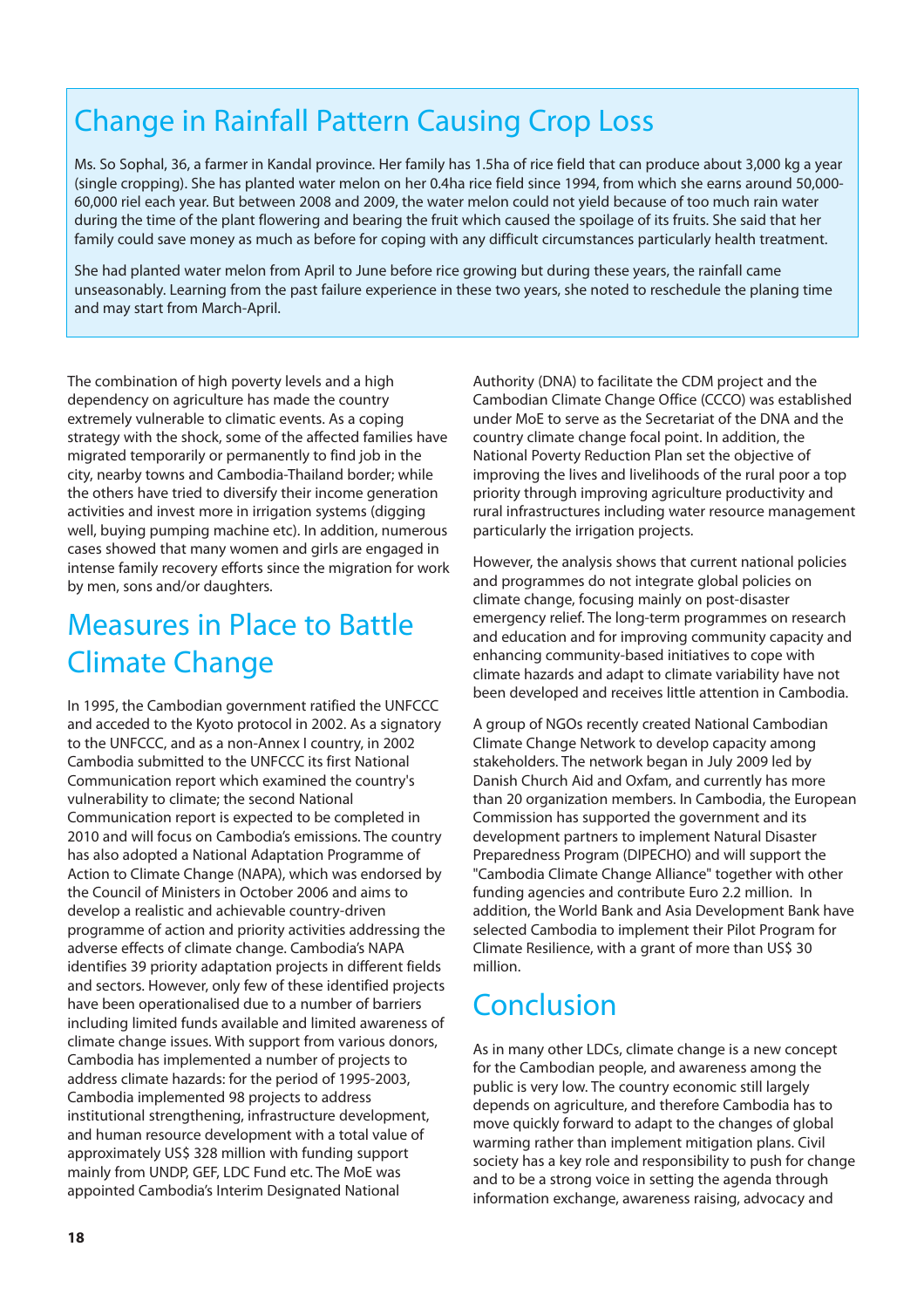## Change in Rainfall Pattern Causing Crop Loss

Ms. So Sophal, 36, a farmer in Kandal province. Her family has 1.5ha of rice field that can produce about 3,000 kg a year (single cropping). She has planted water melon on her 0.4ha rice field since 1994, from which she earns around 50,000-60,000 riel each year. But between 2008 and 2009, the water melon could not yield because of too much rain water during the time of the plant flowering and bearing the fruit which caused the spoilage of its fruits. She said that her family could save money as much as before for coping with any difficult circumstances particularly health treatment.

She had planted water melon from April to June before rice growing but during these years, the rainfall came unseasonably. Learning from the past failure experience in these two years, she noted to reschedule the planing time and may start from March-April.

The combination of high poverty levels and a high dependency on agriculture has made the country extremely vulnerable to climatic events. As a coping strategy with the shock, some of the affected families have migrated temporarily or permanently to find job in the city, nearby towns and Cambodia-Thailand border; while the others have tried to diversify their income generation activities and invest more in irrigation systems (digging well, buying pumping machine etc). In addition, numerous cases showed that many women and girls are engaged in intense family recovery efforts since the migration for work by men, sons and/or daughters.

## Measures in Place to Battle Climate Change

In 1995, the Cambodian government ratified the UNFCCC and acceded to the Kyoto protocol in 2002. As a signatory to the UNFCCC, and as a non-Annex I country, in 2002 Cambodia submitted to the UNFCCC its first National Communication report which examined the country's vulnerability to climate; the second National Communication report is expected to be completed in 2010 and will focus on Cambodia's emissions. The country has also adopted a National Adaptation Programme of Action to Climate Change (NAPA), which was endorsed by the Council of Ministers in October 2006 and aims to develop a realistic and achievable country-driven programme of action and priority activities addressing the adverse effects of climate change. Cambodia's NAPA identifies 39 priority adaptation projects in different fields and sectors. However, only few of these identified projects have been operationalised due to a number of barriers including limited funds available and limited awareness of climate change issues. With support from various donors, Cambodia has implemented a number of projects to address climate hazards: for the period of 1995-2003, Cambodia implemented 98 projects to address institutional strengthening, infrastructure development, and human resource development with a total value of approximately US$ 328 million with funding support mainly from UNDP, GEF, LDC Fund etc. The MoE was appointed Cambodia's Interim Designated National Authority (DNA) to facilitate the CDM project and the Cambodian Climate Change Office (CCCO) was established under MoE to serve as the Secretariat of the DNA and the country climate change focal point. In addition, the National Poverty Reduction Plan set the objective of improving the lives and livelihoods of the rural poor a top priority through improving agriculture productivity and rural infrastructures including water resource management particularly the irrigation projects.

However, the analysis shows that current national policies and programmes do not integrate global policies on climate change, focusing mainly on post-disaster emergency relief. The long-term programmes on research and education and for improving community capacity and enhancing community-based initiatives to cope with climate hazards and adapt to climate variability have not been developed and receives little attention in Cambodia.

A group of NGOs recently created National Cambodian Climate Change Network to develop capacity among stakeholders. The network began in July 2009 led by Danish Church Aid and Oxfam, and currently has more than 20 organization members. In Cambodia, the European Commission has supported the government and its development partners to implement Natural Disaster Preparedness Program (DIPECHO) and will support the "Cambodia Climate Change Alliance" together with other funding agencies and contribute Euro 2.2 million. In addition, the World Bank and Asia Development Bank have selected Cambodia to implement their Pilot Program for Climate Resilience, with a grant of more than US$ 30 million.

## Conclusion

As in many other LDCs, climate change is a new concept for the Cambodian people, and awareness among the public is very low. The country economic still largely depends on agriculture, and therefore Cambodia has to move quickly forward to adapt to the changes of global warming rather than implement mitigation plans. Civil society has a key role and responsibility to push for change and to be a strong voice in setting the agenda through information exchange, awareness raising, advocacy and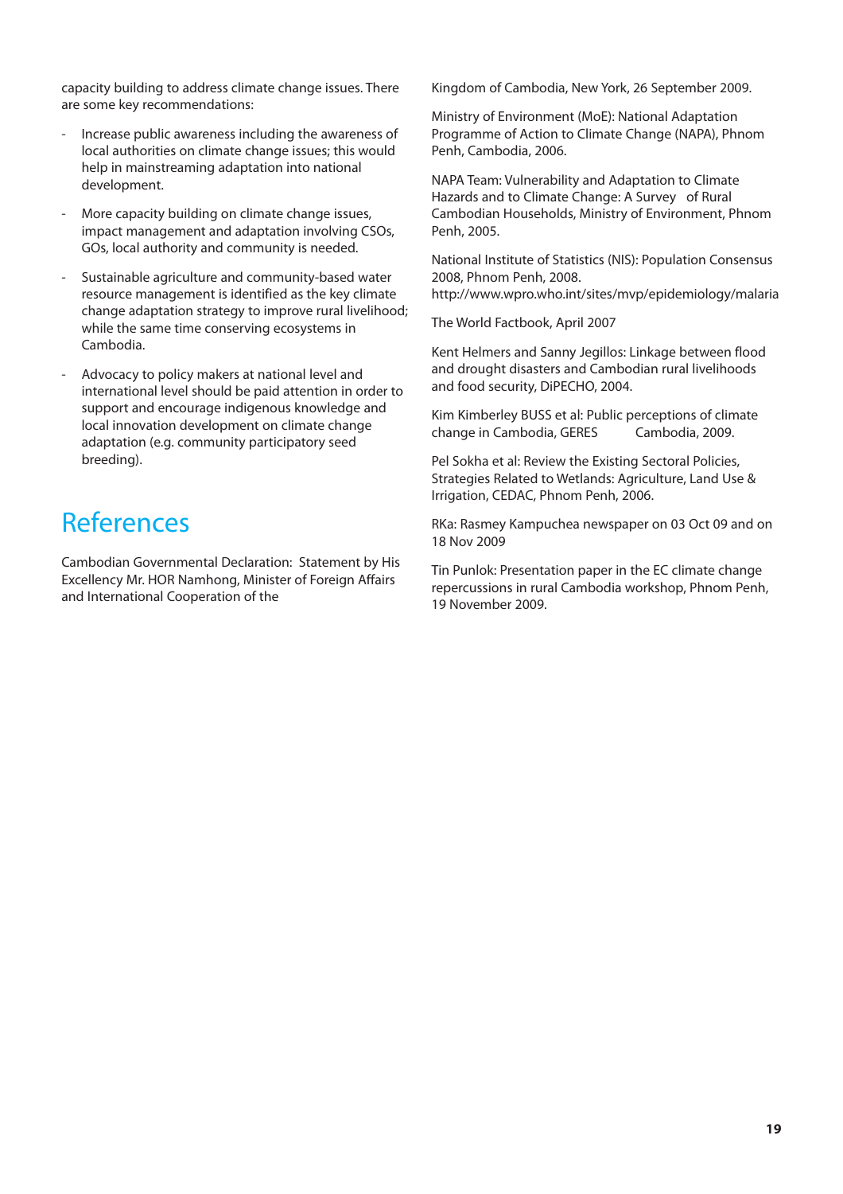capacity building to address climate change issues. There are some key recommendations:

- Increase public awareness including the awareness of local authorities on climate change issues; this would help in mainstreaming adaptation into national development.
- More capacity building on climate change issues, impact management and adaptation involving CSOs, GOs, local authority and community is needed.
- Sustainable agriculture and community-based water resource management is identified as the key climate change adaptation strategy to improve rural livelihood; while the same time conserving ecosystems in Cambodia.
- Advocacy to policy makers at national level and international level should be paid attention in order to support and encourage indigenous knowledge and local innovation development on climate change adaptation (e.g. community participatory seed breeding).

# References

Cambodian Governmental Declaration: Statement by His Excellency Mr. HOR Namhong, Minister of Foreign Affairs and International Cooperation of the Kingdom of Cambodia, New York, 26 September 2009.

Ministry of Environment (MoE): National Adaptation Programme of Action to Climate Change (NAPA), Phnom Penh, Cambodia, 2006.

NAPA Team: Vulnerability and Adaptation to Climate Hazards and to Climate Change: A Survey of Rural Cambodian Households, Ministry of Environment, Phnom Penh, 2005.

National Institute of Statistics (NIS): Population Consensus 2008, Phnom Penh, 2008.
http://www.wpro.who.int/sites/mvp/epidemiology/malaria

The World Factbook, April 2007

Kent Helmers and Sanny Jegillos: Linkage between flood and drought disasters and Cambodian rural livelihoods and food security, DiPECHO, 2004.

Kim Kimberley BUSS et al: Public perceptions of climate change in Cambodia, GERES Cambodia, 2009.

Pel Sokha et al: Review the Existing Sectoral Policies, Strategies Related to Wetlands: Agriculture, Land Use & Irrigation, CEDAC, Phnom Penh, 2006.

RKa: Rasmey Kampuchea newspaper on 03 Oct 09 and on 18 Nov 2009

Tin Punlok: Presentation paper in the EC climate change repercussions in rural Cambodia workshop, Phnom Penh, 19 November 2009.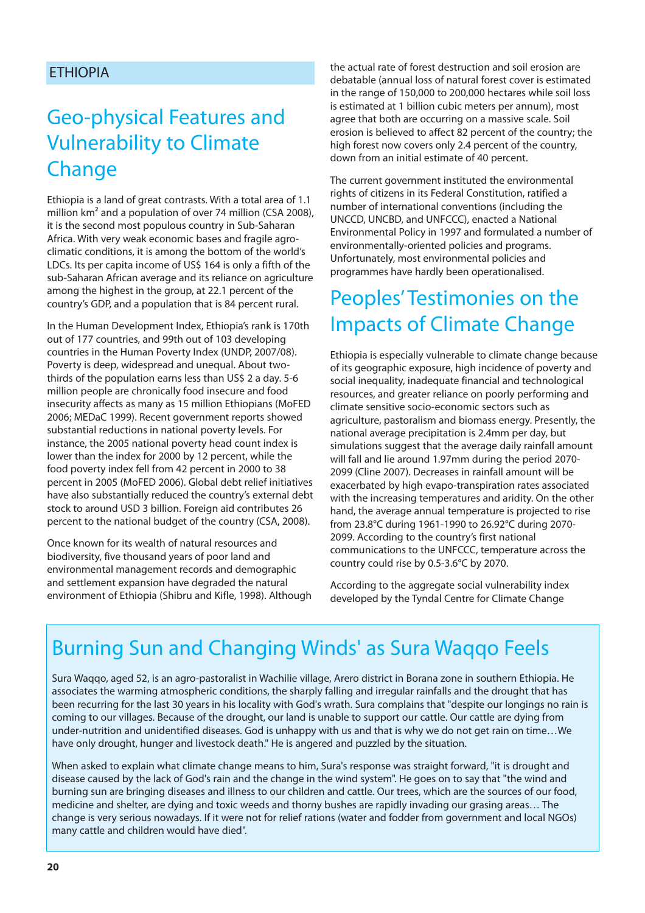ETHIOPIA

## Geo-physical Features and Vulnerability to Climate Change

Ethiopia is a land of great contrasts. With a total area of 1.1 million $km^2$ and a population of over 74 million (CSA 2008), it is the second most populous country in Sub-Saharan Africa. With very weak economic bases and fragile agro-climatic conditions, it is among the bottom of the world's LDCs. Its per capita income of US$ 164 is only a fifth of the sub-Saharan African average and its reliance on agriculture among the highest in the group, at 22.1 percent of the country's GDP, and a population that is 84 percent rural.

In the Human Development Index, Ethiopia's rank is 170th out of 177 countries, and 99th out of 103 developing countries in the Human Poverty Index (UNDP, 2007/08). Poverty is deep, widespread and unequal. About two-thirds of the population earns less than US$ 2 a day. 5-6 million people are chronically food insecure and food insecurity affects as many as 15 million Ethiopians (MoFED 2006; MEDaC 1999). Recent government reports showed substantial reductions in national poverty levels. For instance, the 2005 national poverty head count index is lower than the index for 2000 by 12 percent, while the food poverty index fell from 42 percent in 2000 to 38 percent in 2005 (MoFED 2006). Global debt relief initiatives have also substantially reduced the country's external debt stock to around USD 3 billion. Foreign aid contributes 26 percent to the national budget of the country (CSA, 2008).

Once known for its wealth of natural resources and biodiversity, five thousand years of poor land and environmental management records and demographic and settlement expansion have degraded the natural environment of Ethiopia (Shibru and Kifle, 1998). Although the actual rate of forest destruction and soil erosion are debatable (annual loss of natural forest cover is estimated in the range of 150,000 to 200,000 hectares while soil loss is estimated at 1 billion cubic meters per annum), most agree that both are occurring on a massive scale. Soil erosion is believed to affect 82 percent of the country; the high forest now covers only 2.4 percent of the country, down from an initial estimate of 40 percent.

The current government instituted the environmental rights of citizens in its Federal Constitution, ratified a number of international conventions (including the UNCCD, UNCBD, and UNFCCC), enacted a National Environmental Policy in 1997 and formulated a number of environmentally-oriented policies and programs. Unfortunately, most environmental policies and programmes have hardly been operationalised.

## Peoples' Testimonies on the Impacts of Climate Change

Ethiopia is especially vulnerable to climate change because of its geographic exposure, high incidence of poverty and social inequality, inadequate financial and technological resources, and greater reliance on poorly performing and climate sensitive socio-economic sectors such as agriculture, pastoralism and biomass energy. Presently, the national average precipitation is 2.4mm per day, but simulations suggest that the average daily rainfall amount will fall and lie around 1.97mm during the period 2070-2099 (Cline 2007). Decreases in rainfall amount will be exacerbated by high evapo-transpiration rates associated with the increasing temperatures and aridity. On the other hand, the average annual temperature is projected to rise from 23.8°C during 1961-1990 to 26.92°C during 2070-2099. According to the country's first national communications to the UNFCCC, temperature across the country could rise by 0.5-3.6°C by 2070.

According to the aggregate social vulnerability index developed by the Tyndal Centre for Climate Change

## Burning Sun and Changing Winds' as Sura Waqqo Feels

Sura Waqqo, aged 52, is an agro-pastoralist in Wachilie village, Arero district in Borana zone in southern Ethiopia. He associates the warming atmospheric conditions, the sharply falling and irregular rainfalls and the drought that has been recurring for the last 30 years in his locality with God's wrath. Sura complains that "despite our longings no rain is coming to our villages. Because of the drought, our land is unable to support our cattle. Our cattle are dying from under-nutrition and unidentified diseases. God is unhappy with us and that is why we do not get rain on time…We have only drought, hunger and livestock death." He is angered and puzzled by the situation.

When asked to explain what climate change means to him, Sura's response was straight forward, "it is drought and disease caused by the lack of God's rain and the change in the wind system". He goes on to say that "the wind and burning sun are bringing diseases and illness to our children and cattle. Our trees, which are the sources of our food, medicine and shelter, are dying and toxic weeds and thorny bushes are rapidly invading our grasing areas… The change is very serious nowadays. If it were not for relief rations (water and fodder from government and local NGOs) many cattle and children would have died".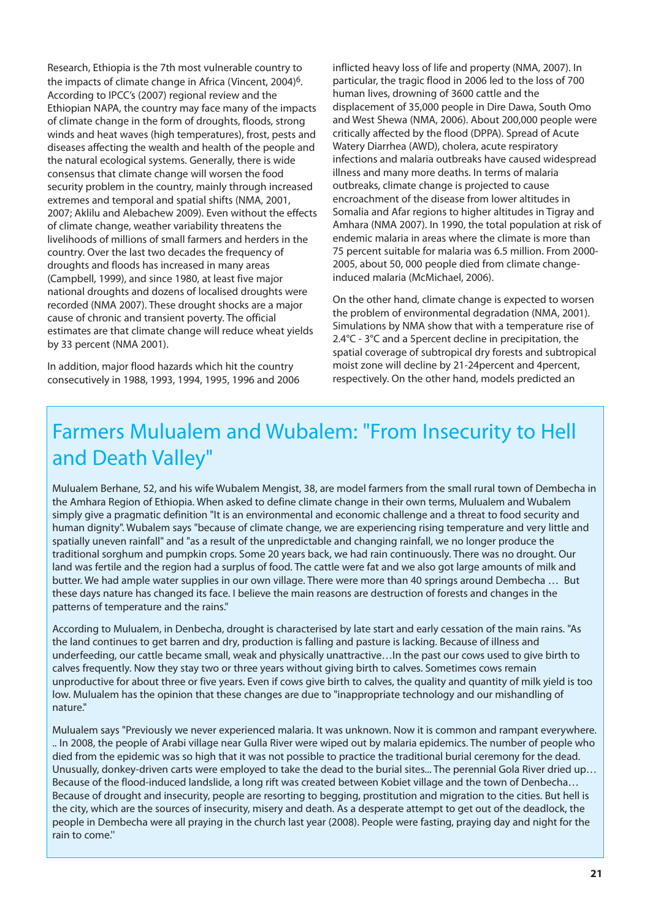Research, Ethiopia is the 7th most vulnerable country to the impacts of climate change in Africa (Vincent, 2004)[6]. According to IPCC's (2007) regional review and the Ethiopian NAPA, the country may face many of the impacts of climate change in the form of droughts, floods, strong winds and heat waves (high temperatures), frost, pests and diseases affecting the wealth and health of the people and the natural ecological systems. Generally, there is wide consensus that climate change will worsen the food security problem in the country, mainly through increased extremes and temporal and spatial shifts (NMA, 2001, 2007; Aklilu and Alebachew 2009). Even without the effects of climate change, weather variability threatens the livelihoods of millions of small farmers and herders in the country. Over the last two decades the frequency of droughts and floods has increased in many areas (Campbell, 1999), and since 1980, at least five major national droughts and dozens of localised droughts were recorded (NMA 2007). These drought shocks are a major cause of chronic and transient poverty. The official estimates are that climate change will reduce wheat yields by 33 percent (NMA 2001).

In addition, major flood hazards which hit the country consecutively in 1988, 1993, 1994, 1995, 1996 and 2006 inflicted heavy loss of life and property (NMA, 2007). In particular, the tragic flood in 2006 led to the loss of 700 human lives, drowning of 3600 cattle and the displacement of 35,000 people in Dire Dawa, South Omo and West Shewa (NMA, 2006). About 200,000 people were critically affected by the flood (DPPA). Spread of Acute Watery Diarrhea (AWD), cholera, acute respiratory infections and malaria outbreaks have caused widespread illness and many more deaths. In terms of malaria outbreaks, climate change is projected to cause encroachment of the disease from lower altitudes in Somalia and Afar regions to higher altitudes in Tigray and Amhara (NMA 2007). In 1990, the total population at risk of endemic malaria in areas where the climate is more than 75 percent suitable for malaria was 6.5 million. From 2000-2005, about 50, 000 people died from climate change-induced malaria (McMichael, 2006).

On the other hand, climate change is expected to worsen the problem of environmental degradation (NMA, 2001). Simulations by NMA show that with a temperature rise of 2.4°C - 3°C and a 5percent decline in precipitation, the spatial coverage of subtropical dry forests and subtropical moist zone will decline by 21-24percent and 4percent, respectively. On the other hand, models predicted an

## Farmers Mulualem and Wubalem: "From Insecurity to Hell and Death Valley"

Mulualem Berhane, 52, and his wife Wubalem Mengist, 38, are model farmers from the small rural town of Dembecha in the Amhara Region of Ethiopia. When asked to define climate change in their own terms, Mulualem and Wubalem simply give a pragmatic definition "It is an environmental and economic challenge and a threat to food security and human dignity". Wubalem says "because of climate change, we are experiencing rising temperature and very little and spatially uneven rainfall" and "as a result of the unpredictable and changing rainfall, we no longer produce the traditional sorghum and pumpkin crops. Some 20 years back, we had rain continuously. There was no drought. Our land was fertile and the region had a surplus of food. The cattle were fat and we also got large amounts of milk and butter. We had ample water supplies in our own village. There were more than 40 springs around Dembecha … But these days nature has changed its face. I believe the main reasons are destruction of forests and changes in the patterns of temperature and the rains."

According to Mulualem, in Denbecha, drought is characterised by late start and early cessation of the main rains. "As the land continues to get barren and dry, production is falling and pasture is lacking. Because of illness and underfeeding, our cattle became small, weak and physically unattractive…In the past our cows used to give birth to calves frequently. Now they stay two or three years without giving birth to calves. Sometimes cows remain unproductive for about three or five years. Even if cows give birth to calves, the quality and quantity of milk yield is too low. Mulualem has the opinion that these changes are due to "inappropriate technology and our mishandling of nature."

Mulualem says "Previously we never experienced malaria. It was unknown. Now it is common and rampant everywhere. .. In 2008, the people of Arabi village near Gulla River were wiped out by malaria epidemics. The number of people who died from the epidemic was so high that it was not possible to practice the traditional burial ceremony for the dead. Unusually, donkey-driven carts were employed to take the dead to the burial sites... The perennial Gola River dried up… Because of the flood-induced landslide, a long rift was created between Kobiet village and the town of Denbecha… Because of drought and insecurity, people are resorting to begging, prostitution and migration to the cities. But hell is the city, which are the sources of insecurity, misery and death. As a desperate attempt to get out of the deadlock, the people in Dembecha were all praying in the church last year (2008). People were fasting, praying day and night for the rain to come."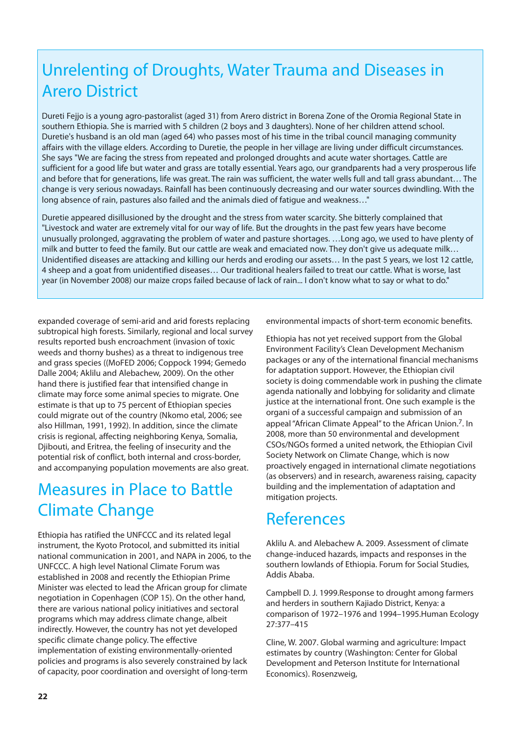## Unrelenting of Droughts, Water Trauma and Diseases in Arero District

Dureti Fejjo is a young agro-pastoralist (aged 31) from Arero district in Borena Zone of the Oromia Regional State in southern Ethiopia. She is married with 5 children (2 boys and 3 daughters). None of her children attend school. Duretie's husband is an old man (aged 64) who passes most of his time in the tribal council managing community affairs with the village elders. According to Duretie, the people in her village are living under difficult circumstances. She says "We are facing the stress from repeated and prolonged droughts and acute water shortages. Cattle are sufficient for a good life but water and grass are totally essential. Years ago, our grandparents had a very prosperous life and before that for generations, life was great. The rain was sufficient, the water wells full and tall grass abundant… The change is very serious nowadays. Rainfall has been continuously decreasing and our water sources dwindling. With the long absence of rain, pastures also failed and the animals died of fatigue and weakness…"

Duretie appeared disillusioned by the drought and the stress from water scarcity. She bitterly complained that "Livestock and water are extremely vital for our way of life. But the droughts in the past few years have become unusually prolonged, aggravating the problem of water and pasture shortages. …Long ago, we used to have plenty of milk and butter to feed the family. But our cattle are weak and emaciated now. They don't give us adequate milk… Unidentified diseases are attacking and killing our herds and eroding our assets… In the past 5 years, we lost 12 cattle, 4 sheep and a goat from unidentified diseases… Our traditional healers failed to treat our cattle. What is worse, last year (in November 2008) our maize crops failed because of lack of rain... I don't know what to say or what to do."

expanded coverage of semi-arid and arid forests replacing subtropical high forests. Similarly, regional and local survey results reported bush encroachment (invasion of toxic weeds and thorny bushes) as a threat to indigenous tree and grass species ((MoFED 2006; Coppock 1994; Gemedo Dalle 2004; Aklilu and Alebachew, 2009). On the other hand there is justified fear that intensified change in climate may force some animal species to migrate. One estimate is that up to 75 percent of Ethiopian species could migrate out of the country (Nkomo etal, 2006; see also Hillman, 1991, 1992). In addition, since the climate crisis is regional, affecting neighboring Kenya, Somalia, Djibouti, and Eritrea, the feeling of insecurity and the potential risk of conflict, both internal and cross-border, and accompanying population movements are also great.

## Measures in Place to Battle Climate Change

Ethiopia has ratified the UNFCCC and its related legal instrument, the Kyoto Protocol, and submitted its initial national communication in 2001, and NAPA in 2006, to the UNFCCC. A high level National Climate Forum was established in 2008 and recently the Ethiopian Prime Minister was elected to lead the African group for climate negotiation in Copenhagen (COP 15). On the other hand, there are various national policy initiatives and sectoral programs which may address climate change, albeit indirectly. However, the country has not yet developed specific climate change policy. The effective implementation of existing environmentally-oriented policies and programs is also severely constrained by lack of capacity, poor coordination and oversight of long-term environmental impacts of short-term economic benefits.

Ethiopia has not yet received support from the Global Environment Facility's Clean Development Mechanism packages or any of the international financial mechanisms for adaptation support. However, the Ethiopian civil society is doing commendable work in pushing the climate agenda nationally and lobbying for solidarity and climate justice at the international front. One such example is the organi of a successful campaign and submission of an appeal "African Climate Appeal" to the African Union.[7]. In 2008, more than 50 environmental and development CSOs/NGOs formed a united network, the Ethiopian Civil Society Network on Climate Change, which is now proactively engaged in international climate negotiations (as observers) and in research, awareness raising, capacity building and the implementation of adaptation and mitigation projects.

## References

Aklilu A. and Alebachew A. 2009. Assessment of climate change-induced hazards, impacts and responses in the southern lowlands of Ethiopia. Forum for Social Studies, Addis Ababa.

Campbell D. J. 1999.Response to drought among farmers and herders in southern Kajiado District, Kenya: a comparison of 1972–1976 and 1994–1995.Human Ecology 27:377–415

Cline, W. 2007. Global warming and agriculture: Impact estimates by country (Washington: Center for Global Development and Peterson Institute for International Economics). Rosenzweig,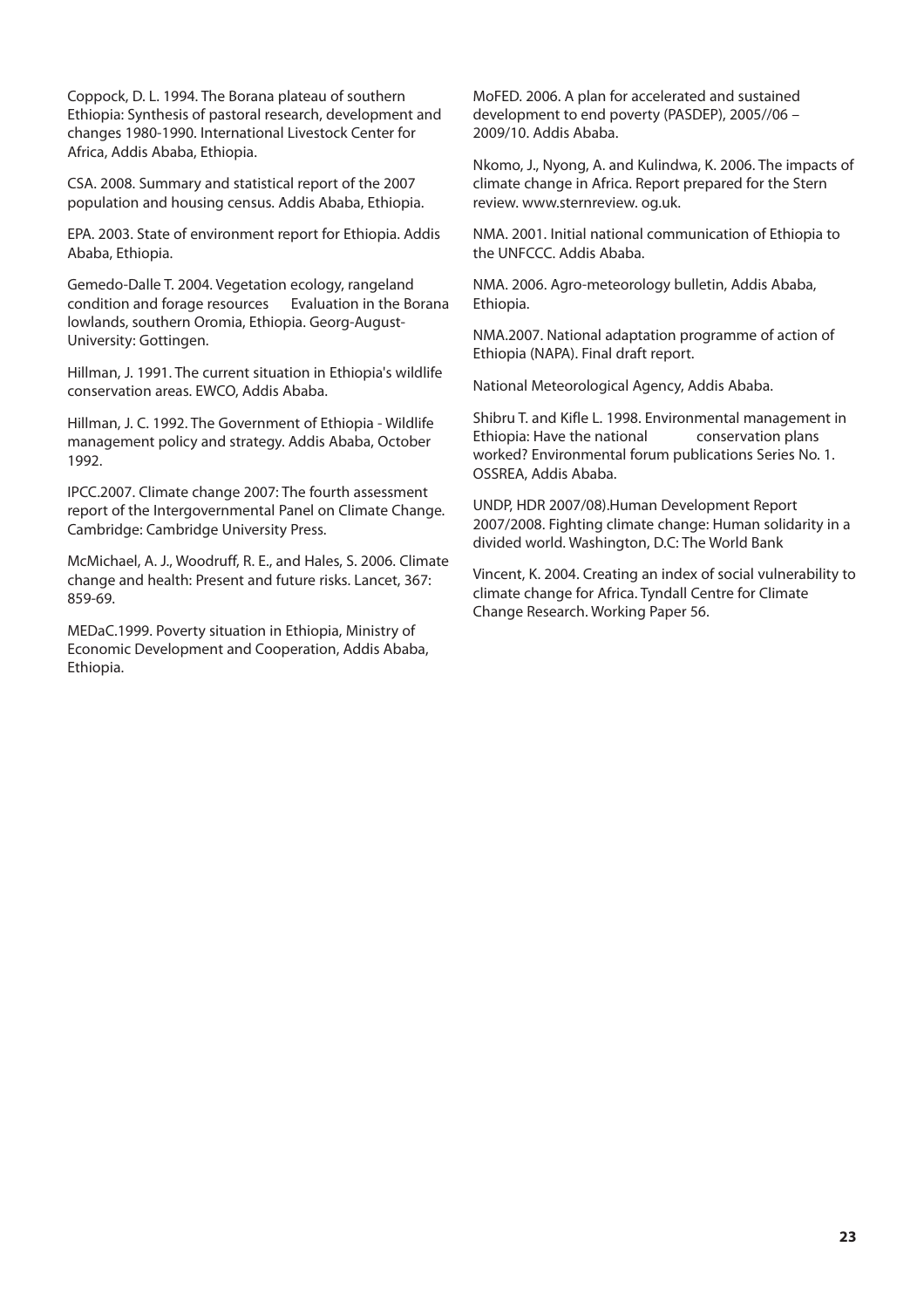Coppock, D. L. 1994. The Borana plateau of southern Ethiopia: Synthesis of pastoral research, development and changes 1980-1990. International Livestock Center for Africa, Addis Ababa, Ethiopia.

CSA. 2008. Summary and statistical report of the 2007 population and housing census. Addis Ababa, Ethiopia.

EPA. 2003. State of environment report for Ethiopia. Addis Ababa, Ethiopia.

Gemedo-Dalle T. 2004. Vegetation ecology, rangeland condition and forage resources Evaluation in the Borana lowlands, southern Oromia, Ethiopia. Georg-August-University: Gottingen.

Hillman, J. 1991. The current situation in Ethiopia's wildlife conservation areas. EWCO, Addis Ababa.

Hillman, J. C. 1992. The Government of Ethiopia - Wildlife management policy and strategy. Addis Ababa, October 1992.

IPCC.2007. Climate change 2007: The fourth assessment report of the Intergovernmental Panel on Climate Change. Cambridge: Cambridge University Press.

McMichael, A. J., Woodruff, R. E., and Hales, S. 2006. Climate change and health: Present and future risks. Lancet, 367: 859-69.

MEDaC.1999. Poverty situation in Ethiopia, Ministry of Economic Development and Cooperation, Addis Ababa, Ethiopia.

MoFED. 2006. A plan for accelerated and sustained development to end poverty (PASDEP), 2005//06 – 2009/10. Addis Ababa.

Nkomo, J., Nyong, A. and Kulindwa, K. 2006. The impacts of climate change in Africa. Report prepared for the Stern review. www.sternreview. og.uk.

NMA. 2001. Initial national communication of Ethiopia to the UNFCCC. Addis Ababa.

NMA. 2006. Agro-meteorology bulletin, Addis Ababa, Ethiopia.

NMA.2007. National adaptation programme of action of Ethiopia (NAPA). Final draft report.

National Meteorological Agency, Addis Ababa.

Shibru T. and Kifle L. 1998. Environmental management in Ethiopia: Have the national conservation plans worked? Environmental forum publications Series No. 1. OSSREA, Addis Ababa.

UNDP, HDR 2007/08).Human Development Report 2007/2008. Fighting climate change: Human solidarity in a divided world. Washington, D.C: The World Bank

Vincent, K. 2004. Creating an index of social vulnerability to climate change for Africa. Tyndall Centre for Climate Change Research. Working Paper 56.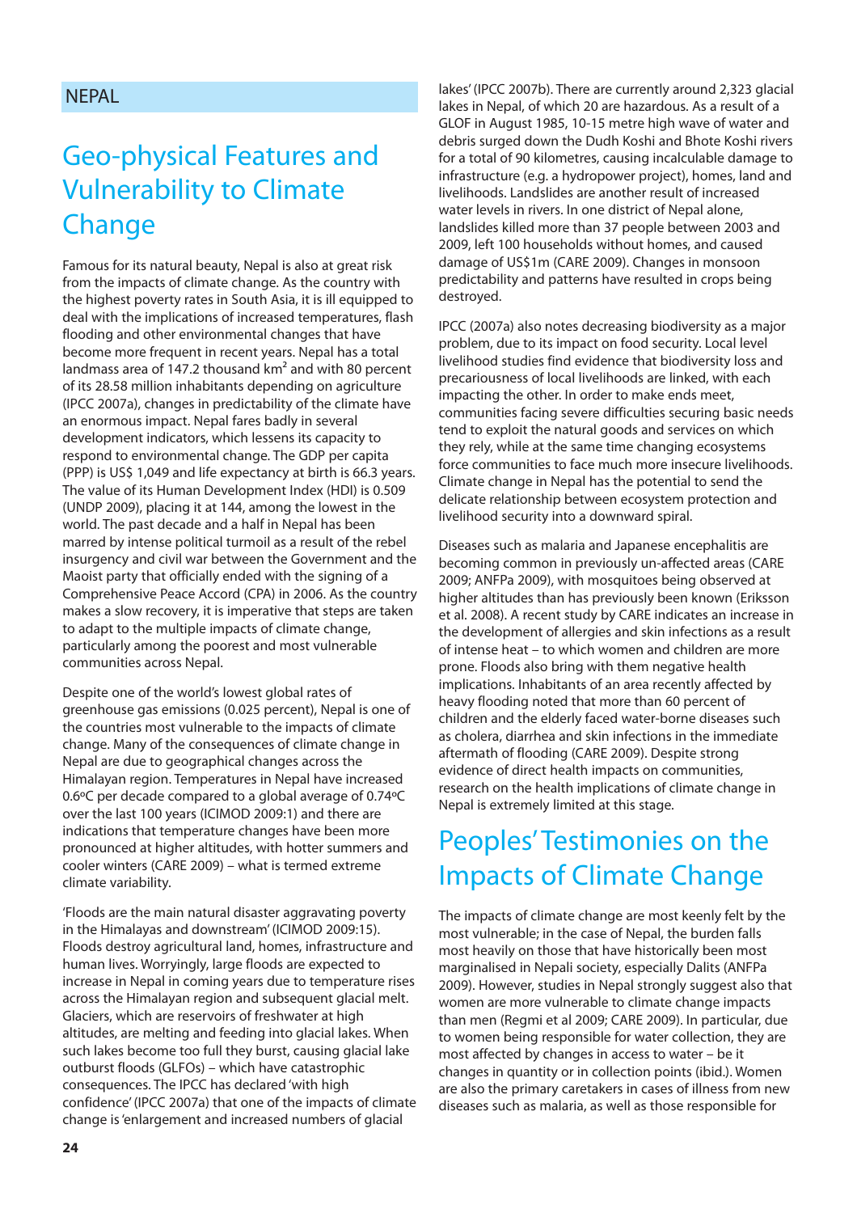NEPAL

# Geo-physical Features and Vulnerability to Climate Change

Famous for its natural beauty, Nepal is also at great risk from the impacts of climate change. As the country with the highest poverty rates in South Asia, it is ill equipped to deal with the implications of increased temperatures, flash flooding and other environmental changes that have become more frequent in recent years. Nepal has a total landmass area of 147.2 thousand km² and with 80 percent of its 28.58 million inhabitants depending on agriculture (IPCC 2007a), changes in predictability of the climate have an enormous impact. Nepal fares badly in several development indicators, which lessens its capacity to respond to environmental change. The GDP per capita (PPP) is US$ 1,049 and life expectancy at birth is 66.3 years. The value of its Human Development Index (HDI) is 0.509 (UNDP 2009), placing it at 144, among the lowest in the world. The past decade and a half in Nepal has been marred by intense political turmoil as a result of the rebel insurgency and civil war between the Government and the Maoist party that officially ended with the signing of a Comprehensive Peace Accord (CPA) in 2006. As the country makes a slow recovery, it is imperative that steps are taken to adapt to the multiple impacts of climate change, particularly among the poorest and most vulnerable communities across Nepal.

Despite one of the world's lowest global rates of greenhouse gas emissions (0.025 percent), Nepal is one of the countries most vulnerable to the impacts of climate change. Many of the consequences of climate change in Nepal are due to geographical changes across the Himalayan region. Temperatures in Nepal have increased 0.6ºC per decade compared to a global average of 0.74ºC over the last 100 years (ICIMOD 2009:1) and there are indications that temperature changes have been more pronounced at higher altitudes, with hotter summers and cooler winters (CARE 2009) – what is termed extreme climate variability.

'Floods are the main natural disaster aggravating poverty in the Himalayas and downstream' (ICIMOD 2009:15). Floods destroy agricultural land, homes, infrastructure and human lives. Worryingly, large floods are expected to increase in Nepal in coming years due to temperature rises across the Himalayan region and subsequent glacial melt. Glaciers, which are reservoirs of freshwater at high altitudes, are melting and feeding into glacial lakes. When such lakes become too full they burst, causing glacial lake outburst floods (GLFOs) – which have catastrophic consequences. The IPCC has declared 'with high confidence' (IPCC 2007a) that one of the impacts of climate change is 'enlargement and increased numbers of glacial lakes' (IPCC 2007b). There are currently around 2,323 glacial lakes in Nepal, of which 20 are hazardous. As a result of a GLOF in August 1985, 10-15 metre high wave of water and debris surged down the Dudh Koshi and Bhote Koshi rivers for a total of 90 kilometres, causing incalculable damage to infrastructure (e.g. a hydropower project), homes, land and livelihoods. Landslides are another result of increased water levels in rivers. In one district of Nepal alone, landslides killed more than 37 people between 2003 and 2009, left 100 households without homes, and caused damage of US$1m (CARE 2009). Changes in monsoon predictability and patterns have resulted in crops being destroyed.

IPCC (2007a) also notes decreasing biodiversity as a major problem, due to its impact on food security. Local level livelihood studies find evidence that biodiversity loss and precariousness of local livelihoods are linked, with each impacting the other. In order to make ends meet, communities facing severe difficulties securing basic needs tend to exploit the natural goods and services on which they rely, while at the same time changing ecosystems force communities to face much more insecure livelihoods. Climate change in Nepal has the potential to send the delicate relationship between ecosystem protection and livelihood security into a downward spiral.

Diseases such as malaria and Japanese encephalitis are becoming common in previously un-affected areas (CARE 2009; ANFPa 2009), with mosquitoes being observed at higher altitudes than has previously been known (Eriksson et al. 2008). A recent study by CARE indicates an increase in the development of allergies and skin infections as a result of intense heat – to which women and children are more prone. Floods also bring with them negative health implications. Inhabitants of an area recently affected by heavy flooding noted that more than 60 percent of children and the elderly faced water-borne diseases such as cholera, diarrhea and skin infections in the immediate aftermath of flooding (CARE 2009). Despite strong evidence of direct health impacts on communities, research on the health implications of climate change in Nepal is extremely limited at this stage.

# Peoples' Testimonies on the Impacts of Climate Change

The impacts of climate change are most keenly felt by the most vulnerable; in the case of Nepal, the burden falls most heavily on those that have historically been most marginalised in Nepali society, especially Dalits (ANFPa 2009). However, studies in Nepal strongly suggest also that women are more vulnerable to climate change impacts than men (Regmi et al 2009; CARE 2009). In particular, due to women being responsible for water collection, they are most affected by changes in access to water – be it changes in quantity or in collection points (ibid.). Women are also the primary caretakers in cases of illness from new diseases such as malaria, as well as those responsible for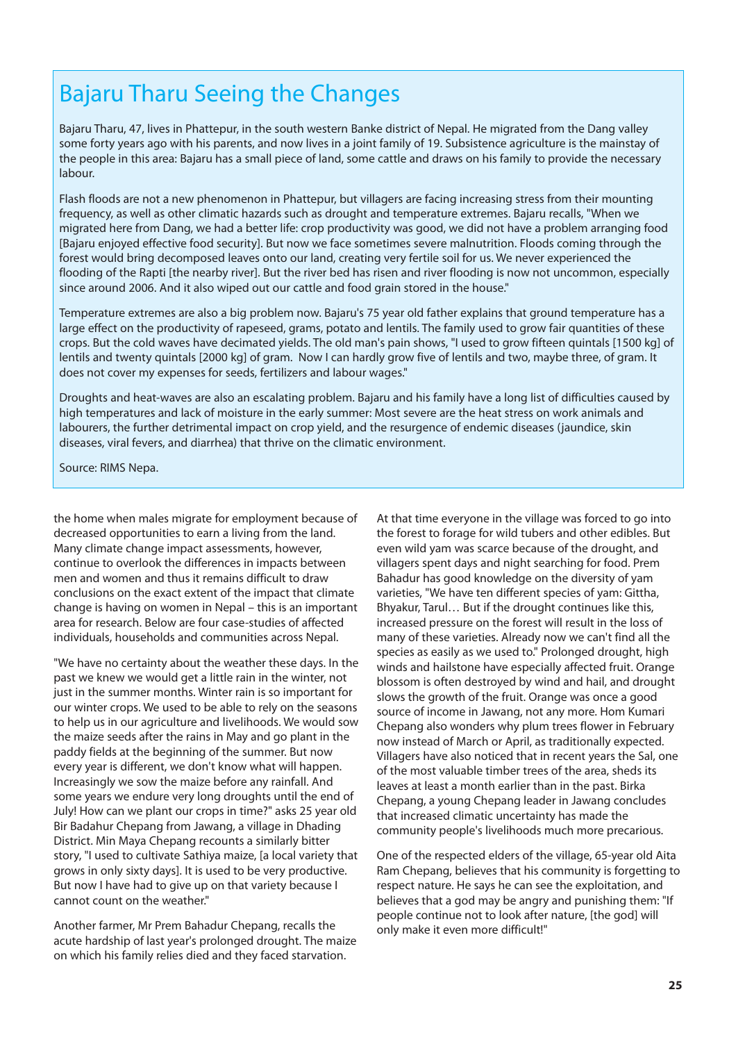## Bajaru Tharu Seeing the Changes

Bajaru Tharu, 47, lives in Phattepur, in the south western Banke district of Nepal. He migrated from the Dang valley some forty years ago with his parents, and now lives in a joint family of 19. Subsistence agriculture is the mainstay of the people in this area: Bajaru has a small piece of land, some cattle and draws on his family to provide the necessary labour.

Flash floods are not a new phenomenon in Phattepur, but villagers are facing increasing stress from their mounting frequency, as well as other climatic hazards such as drought and temperature extremes. Bajaru recalls, "When we migrated here from Dang, we had a better life: crop productivity was good, we did not have a problem arranging food [Bajaru enjoyed effective food security]. But now we face sometimes severe malnutrition. Floods coming through the forest would bring decomposed leaves onto our land, creating very fertile soil for us. We never experienced the flooding of the Rapti [the nearby river]. But the river bed has risen and river flooding is now not uncommon, especially since around 2006. And it also wiped out our cattle and food grain stored in the house."

Temperature extremes are also a big problem now. Bajaru's 75 year old father explains that ground temperature has a large effect on the productivity of rapeseed, grams, potato and lentils. The family used to grow fair quantities of these crops. But the cold waves have decimated yields. The old man's pain shows, "I used to grow fifteen quintals [1500 kg] of lentils and twenty quintals [2000 kg] of gram. Now I can hardly grow five of lentils and two, maybe three, of gram. It does not cover my expenses for seeds, fertilizers and labour wages."

Droughts and heat-waves are also an escalating problem. Bajaru and his family have a long list of difficulties caused by high temperatures and lack of moisture in the early summer: Most severe are the heat stress on work animals and labourers, the further detrimental impact on crop yield, and the resurgence of endemic diseases (jaundice, skin diseases, viral fevers, and diarrhea) that thrive on the climatic environment.

Source: RIMS Nepa.

the home when males migrate for employment because of decreased opportunities to earn a living from the land. Many climate change impact assessments, however, continue to overlook the differences in impacts between men and women and thus it remains difficult to draw conclusions on the exact extent of the impact that climate change is having on women in Nepal – this is an important area for research. Below are four case-studies of affected individuals, households and communities across Nepal.

"We have no certainty about the weather these days. In the past we knew we would get a little rain in the winter, not just in the summer months. Winter rain is so important for our winter crops. We used to be able to rely on the seasons to help us in our agriculture and livelihoods. We would sow the maize seeds after the rains in May and go plant in the paddy fields at the beginning of the summer. But now every year is different, we don't know what will happen. Increasingly we sow the maize before any rainfall. And some years we endure very long droughts until the end of July! How can we plant our crops in time?" asks 25 year old Bir Badahur Chepang from Jawang, a village in Dhading District. Min Maya Chepang recounts a similarly bitter story, "I used to cultivate Sathiya maize, [a local variety that grows in only sixty days]. It is used to be very productive. But now I have had to give up on that variety because I cannot count on the weather."

Another farmer, Mr Prem Bahadur Chepang, recalls the acute hardship of last year's prolonged drought. The maize on which his family relies died and they faced starvation. At that time everyone in the village was forced to go into the forest to forage for wild tubers and other edibles. But even wild yam was scarce because of the drought, and villagers spent days and night searching for food. Prem Bahadur has good knowledge on the diversity of yam varieties, "We have ten different species of yam: Gittha, Bhyakur, Tarul… But if the drought continues like this, increased pressure on the forest will result in the loss of many of these varieties. Already now we can't find all the species as easily as we used to." Prolonged drought, high winds and hailstone have especially affected fruit. Orange blossom is often destroyed by wind and hail, and drought slows the growth of the fruit. Orange was once a good source of income in Jawang, not any more. Hom Kumari Chepang also wonders why plum trees flower in February now instead of March or April, as traditionally expected. Villagers have also noticed that in recent years the Sal, one of the most valuable timber trees of the area, sheds its leaves at least a month earlier than in the past. Birka Chepang, a young Chepang leader in Jawang concludes that increased climatic uncertainty has made the community people's livelihoods much more precarious.

One of the respected elders of the village, 65-year old Aita Ram Chepang, believes that his community is forgetting to respect nature. He says he can see the exploitation, and believes that a god may be angry and punishing them: "If people continue not to look after nature, [the god] will only make it even more difficult!"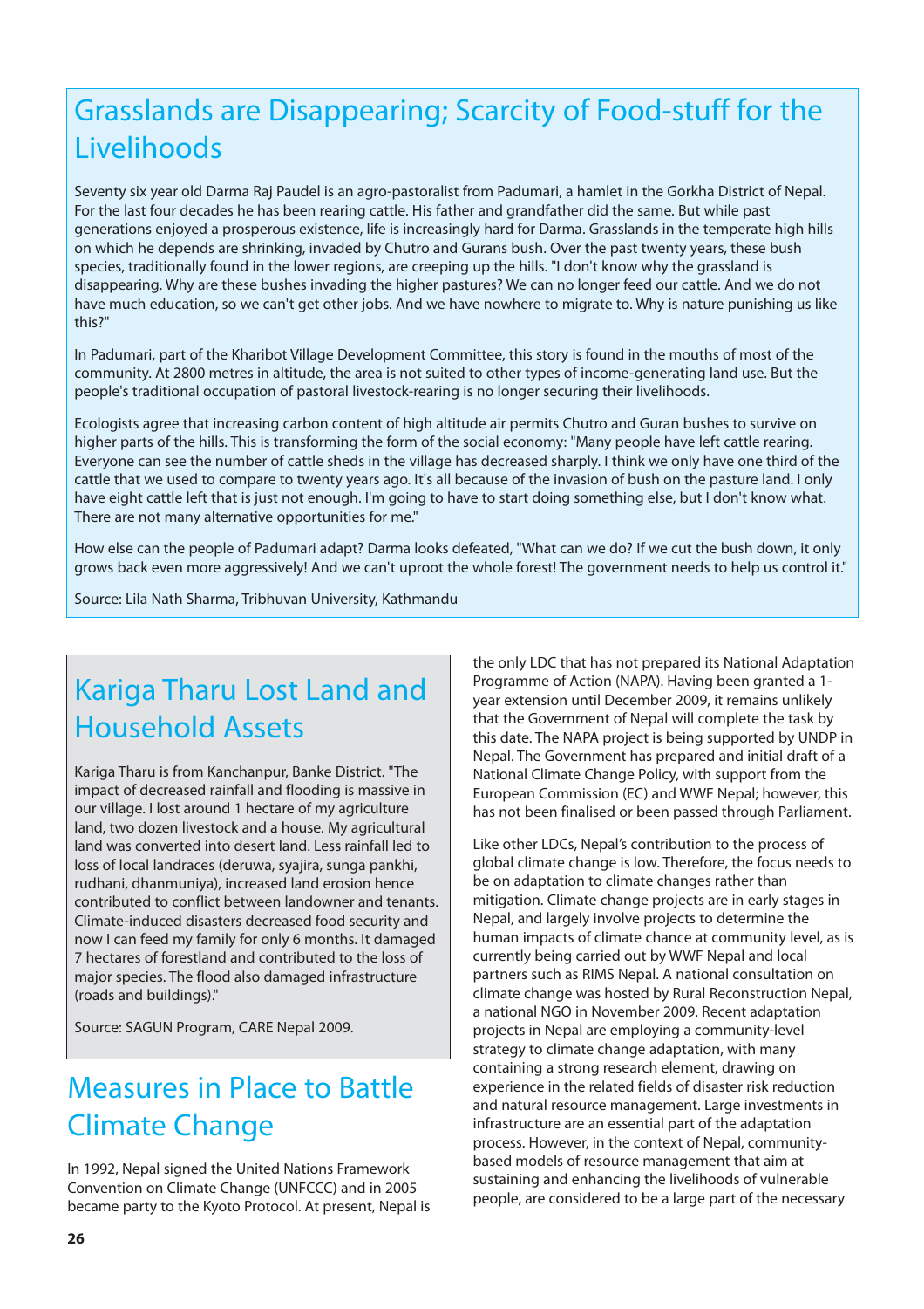## Grasslands are Disappearing; Scarcity of Food-stuff for the Livelihoods

Seventy six year old Darma Raj Paudel is an agro-pastoralist from Padumari, a hamlet in the Gorkha District of Nepal. For the last four decades he has been rearing cattle. His father and grandfather did the same. But while past generations enjoyed a prosperous existence, life is increasingly hard for Darma. Grasslands in the temperate high hills on which he depends are shrinking, invaded by Chutro and Gurans bush. Over the past twenty years, these bush species, traditionally found in the lower regions, are creeping up the hills. "I don't know why the grassland is disappearing. Why are these bushes invading the higher pastures? We can no longer feed our cattle. And we do not have much education, so we can't get other jobs. And we have nowhere to migrate to. Why is nature punishing us like this?"

In Padumari, part of the Kharibot Village Development Committee, this story is found in the mouths of most of the community. At 2800 metres in altitude, the area is not suited to other types of income-generating land use. But the people's traditional occupation of pastoral livestock-rearing is no longer securing their livelihoods.

Ecologists agree that increasing carbon content of high altitude air permits Chutro and Guran bushes to survive on higher parts of the hills. This is transforming the form of the social economy: "Many people have left cattle rearing. Everyone can see the number of cattle sheds in the village has decreased sharply. I think we only have one third of the cattle that we used to compare to twenty years ago. It's all because of the invasion of bush on the pasture land. I only have eight cattle left that is just not enough. I'm going to have to start doing something else, but I don't know what. There are not many alternative opportunities for me."

How else can the people of Padumari adapt? Darma looks defeated, "What can we do? If we cut the bush down, it only grows back even more aggressively! And we can't uproot the whole forest! The government needs to help us control it."

Source: Lila Nath Sharma, Tribhuvan University, Kathmandu

## Kariga Tharu Lost Land and Household Assets

Kariga Tharu is from Kanchanpur, Banke District. "The impact of decreased rainfall and flooding is massive in our village. I lost around 1 hectare of my agriculture land, two dozen livestock and a house. My agricultural land was converted into desert land. Less rainfall led to loss of local landraces (deruwa, syajira, sunga pankhi, rudhani, dhanmuniya), increased land erosion hence contributed to conflict between landowner and tenants. Climate-induced disasters decreased food security and now I can feed my family for only 6 months. It damaged 7 hectares of forestland and contributed to the loss of major species. The flood also damaged infrastructure (roads and buildings)."

Source: SAGUN Program, CARE Nepal 2009.

## Measures in Place to Battle Climate Change

In 1992, Nepal signed the United Nations Framework Convention on Climate Change (UNFCCC) and in 2005 became party to the Kyoto Protocol. At present, Nepal is the only LDC that has not prepared its National Adaptation Programme of Action (NAPA). Having been granted a 1-year extension until December 2009, it remains unlikely that the Government of Nepal will complete the task by this date. The NAPA project is being supported by UNDP in Nepal. The Government has prepared and initial draft of a National Climate Change Policy, with support from the European Commission (EC) and WWF Nepal; however, this has not been finalised or been passed through Parliament.

Like other LDCs, Nepal's contribution to the process of global climate change is low. Therefore, the focus needs to be on adaptation to climate changes rather than mitigation. Climate change projects are in early stages in Nepal, and largely involve projects to determine the human impacts of climate chance at community level, as is currently being carried out by WWF Nepal and local partners such as RIMS Nepal. A national consultation on climate change was hosted by Rural Reconstruction Nepal, a national NGO in November 2009. Recent adaptation projects in Nepal are employing a community-level strategy to climate change adaptation, with many containing a strong research element, drawing on experience in the related fields of disaster risk reduction and natural resource management. Large investments in infrastructure are an essential part of the adaptation process. However, in the context of Nepal, community-based models of resource management that aim at sustaining and enhancing the livelihoods of vulnerable people, are considered to be a large part of the necessary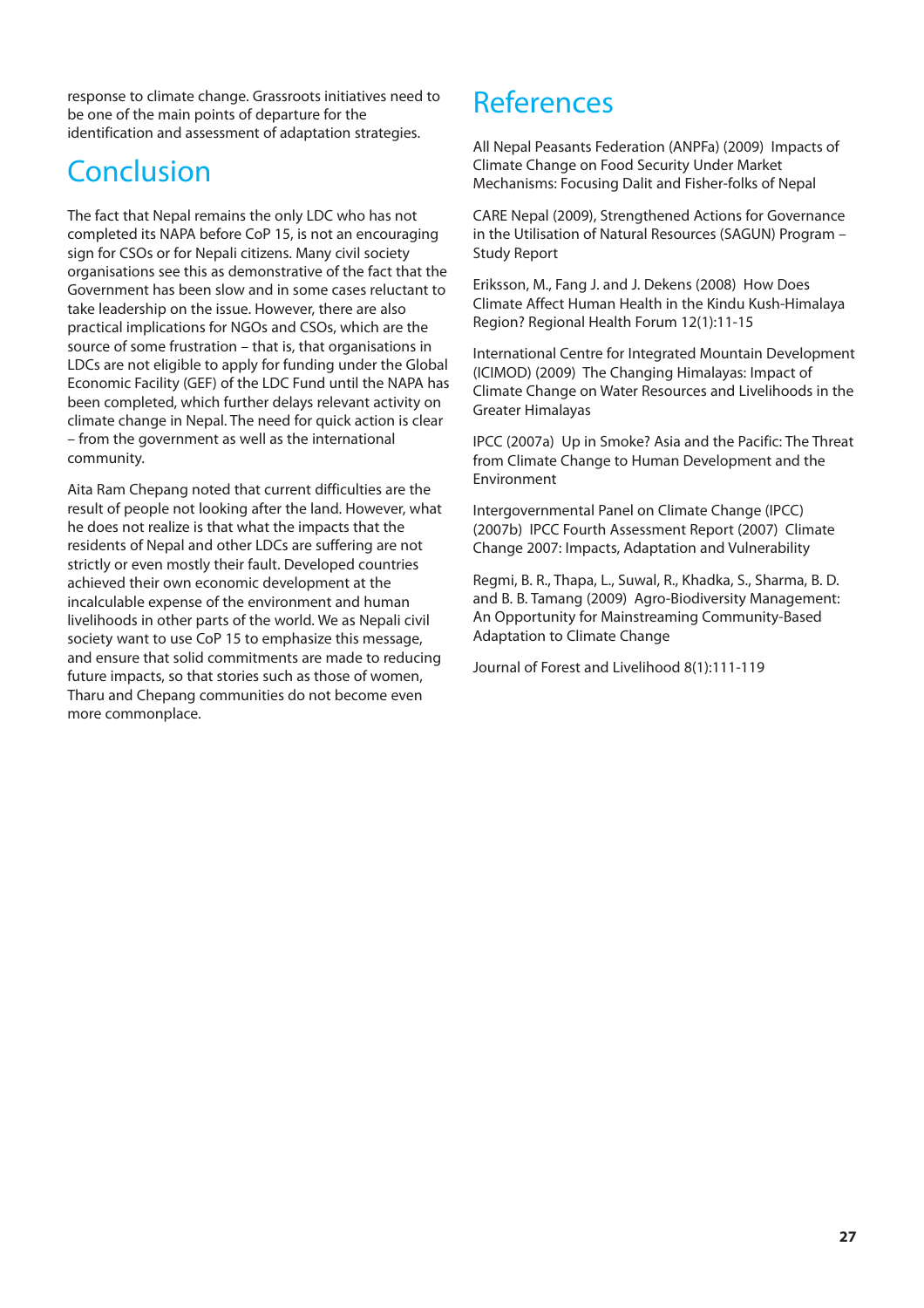response to climate change. Grassroots initiatives need to be one of the main points of departure for the identification and assessment of adaptation strategies.

# Conclusion

The fact that Nepal remains the only LDC who has not completed its NAPA before CoP 15, is not an encouraging sign for CSOs or for Nepali citizens. Many civil society organisations see this as demonstrative of the fact that the Government has been slow and in some cases reluctant to take leadership on the issue. However, there are also practical implications for NGOs and CSOs, which are the source of some frustration – that is, that organisations in LDCs are not eligible to apply for funding under the Global Economic Facility (GEF) of the LDC Fund until the NAPA has been completed, which further delays relevant activity on climate change in Nepal. The need for quick action is clear – from the government as well as the international community.

Aita Ram Chepang noted that current difficulties are the result of people not looking after the land. However, what he does not realize is that what the impacts that the residents of Nepal and other LDCs are suffering are not strictly or even mostly their fault. Developed countries achieved their own economic development at the incalculable expense of the environment and human livelihoods in other parts of the world. We as Nepali civil society want to use CoP 15 to emphasize this message, and ensure that solid commitments are made to reducing future impacts, so that stories such as those of women, Tharu and Chepang communities do not become even more commonplace.

# References

All Nepal Peasants Federation (ANPFa) (2009) Impacts of Climate Change on Food Security Under Market Mechanisms: Focusing Dalit and Fisher-folks of Nepal

CARE Nepal (2009), Strengthened Actions for Governance in the Utilisation of Natural Resources (SAGUN) Program – Study Report

Eriksson, M., Fang J. and J. Dekens (2008) How Does Climate Affect Human Health in the Kindu Kush-Himalaya Region? Regional Health Forum 12(1):11-15

International Centre for Integrated Mountain Development (ICIMOD) (2009) The Changing Himalayas: Impact of Climate Change on Water Resources and Livelihoods in the Greater Himalayas

IPCC (2007a) Up in Smoke? Asia and the Pacific: The Threat from Climate Change to Human Development and the Environment

Intergovernmental Panel on Climate Change (IPCC) (2007b) IPCC Fourth Assessment Report (2007) Climate Change 2007: Impacts, Adaptation and Vulnerability

Regmi, B. R., Thapa, L., Suwal, R., Khadka, S., Sharma, B. D. and B. B. Tamang (2009) Agro-Biodiversity Management: An Opportunity for Mainstreaming Community-Based Adaptation to Climate Change

Journal of Forest and Livelihood 8(1):111-119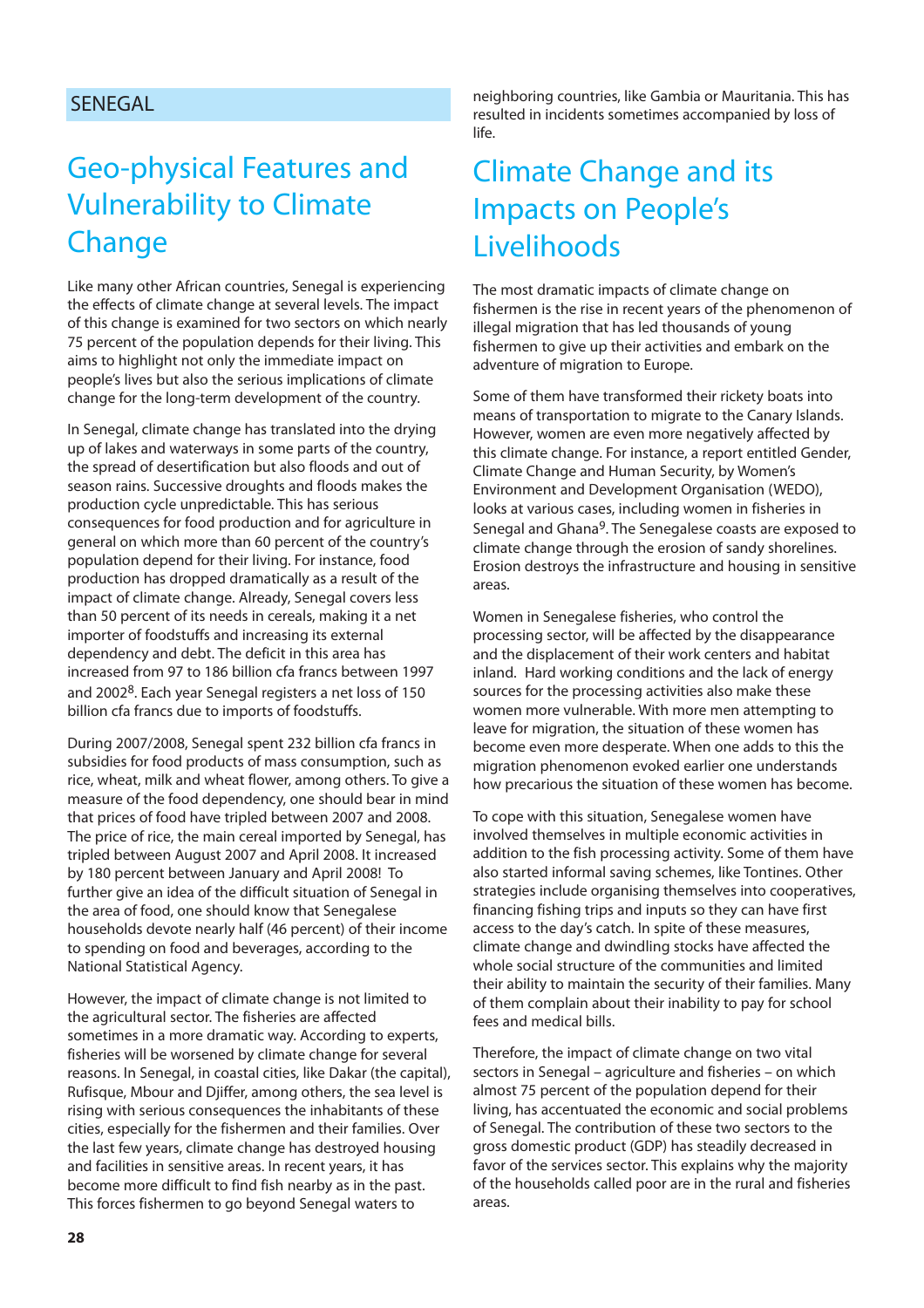SENEGAL

## Geo-physical Features and Vulnerability to Climate Change

Like many other African countries, Senegal is experiencing the effects of climate change at several levels. The impact of this change is examined for two sectors on which nearly 75 percent of the population depends for their living. This aims to highlight not only the immediate impact on people's lives but also the serious implications of climate change for the long-term development of the country.

In Senegal, climate change has translated into the drying up of lakes and waterways in some parts of the country, the spread of desertification but also floods and out of season rains. Successive droughts and floods makes the production cycle unpredictable. This has serious consequences for food production and for agriculture in general on which more than 60 percent of the country's population depend for their living. For instance, food production has dropped dramatically as a result of the impact of climate change. Already, Senegal covers less than 50 percent of its needs in cereals, making it a net importer of foodstuffs and increasing its external dependency and debt. The deficit in this area has increased from 97 to 186 billion cfa francs between 1997 and 2002[8]. Each year Senegal registers a net loss of 150 billion cfa francs due to imports of foodstuffs.

During 2007/2008, Senegal spent 232 billion cfa francs in subsidies for food products of mass consumption, such as rice, wheat, milk and wheat flower, among others. To give a measure of the food dependency, one should bear in mind that prices of food have tripled between 2007 and 2008. The price of rice, the main cereal imported by Senegal, has tripled between August 2007 and April 2008. It increased by 180 percent between January and April 2008! To further give an idea of the difficult situation of Senegal in the area of food, one should know that Senegalese households devote nearly half (46 percent) of their income to spending on food and beverages, according to the National Statistical Agency.

However, the impact of climate change is not limited to the agricultural sector. The fisheries are affected sometimes in a more dramatic way. According to experts, fisheries will be worsened by climate change for several reasons. In Senegal, in coastal cities, like Dakar (the capital), Rufisque, Mbour and Djiffer, among others, the sea level is rising with serious consequences the inhabitants of these cities, especially for the fishermen and their families. Over the last few years, climate change has destroyed housing and facilities in sensitive areas. In recent years, it has become more difficult to find fish nearby as in the past. This forces fishermen to go beyond Senegal waters to neighboring countries, like Gambia or Mauritania. This has resulted in incidents sometimes accompanied by loss of life.

## Climate Change and its Impacts on People's Livelihoods

The most dramatic impacts of climate change on fishermen is the rise in recent years of the phenomenon of illegal migration that has led thousands of young fishermen to give up their activities and embark on the adventure of migration to Europe.

Some of them have transformed their rickety boats into means of transportation to migrate to the Canary Islands. However, women are even more negatively affected by this climate change. For instance, a report entitled Gender, Climate Change and Human Security, by Women's Environment and Development Organisation (WEDO), looks at various cases, including women in fisheries in Senegal and Ghana[9]. The Senegalese coasts are exposed to climate change through the erosion of sandy shorelines. Erosion destroys the infrastructure and housing in sensitive areas.

Women in Senegalese fisheries, who control the processing sector, will be affected by the disappearance and the displacement of their work centers and habitat inland. Hard working conditions and the lack of energy sources for the processing activities also make these women more vulnerable. With more men attempting to leave for migration, the situation of these women has become even more desperate. When one adds to this the migration phenomenon evoked earlier one understands how precarious the situation of these women has become.

To cope with this situation, Senegalese women have involved themselves in multiple economic activities in addition to the fish processing activity. Some of them have also started informal saving schemes, like Tontines. Other strategies include organising themselves into cooperatives, financing fishing trips and inputs so they can have first access to the day's catch. In spite of these measures, climate change and dwindling stocks have affected the whole social structure of the communities and limited their ability to maintain the security of their families. Many of them complain about their inability to pay for school fees and medical bills.

Therefore, the impact of climate change on two vital sectors in Senegal – agriculture and fisheries – on which almost 75 percent of the population depend for their living, has accentuated the economic and social problems of Senegal. The contribution of these two sectors to the gross domestic product (GDP) has steadily decreased in favor of the services sector. This explains why the majority of the households called poor are in the rural and fisheries areas.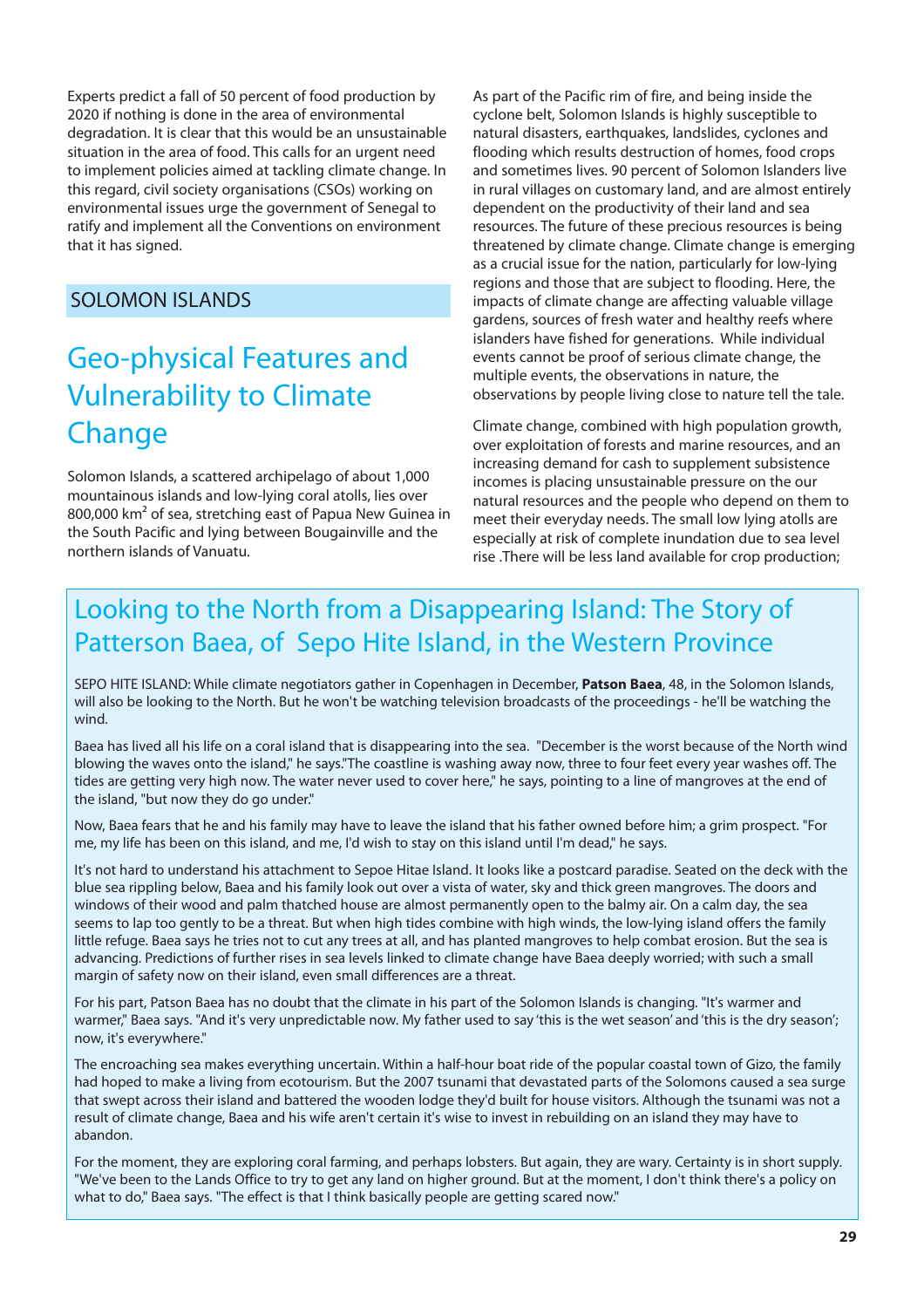Experts predict a fall of 50 percent of food production by 2020 if nothing is done in the area of environmental degradation. It is clear that this would be an unsustainable situation in the area of food. This calls for an urgent need to implement policies aimed at tackling climate change. In this regard, civil society organisations (CSOs) working on environmental issues urge the government of Senegal to ratify and implement all the Conventions on environment that it has signed.

## SOLOMON ISLANDS

### Geo-physical Features and Vulnerability to Climate Change

Solomon Islands, a scattered archipelago of about 1,000 mountainous islands and low-lying coral atolls, lies over 800,000 km$^2$ of sea, stretching east of Papua New Guinea in the South Pacific and lying between Bougainville and the northern islands of Vanuatu.

As part of the Pacific rim of fire, and being inside the cyclone belt, Solomon Islands is highly susceptible to natural disasters, earthquakes, landslides, cyclones and flooding which results destruction of homes, food crops and sometimes lives. 90 percent of Solomon Islanders live in rural villages on customary land, and are almost entirely dependent on the productivity of their land and sea resources. The future of these precious resources is being threatened by climate change. Climate change is emerging as a crucial issue for the nation, particularly for low-lying regions and those that are subject to flooding. Here, the impacts of climate change are affecting valuable village gardens, sources of fresh water and healthy reefs where islanders have fished for generations. While individual events cannot be proof of serious climate change, the multiple events, the observations in nature, the observations by people living close to nature tell the tale.

Climate change, combined with high population growth, over exploitation of forests and marine resources, and an increasing demand for cash to supplement subsistence incomes is placing unsustainable pressure on the our natural resources and the people who depend on them to meet their everyday needs. The small low lying atolls are especially at risk of complete inundation due to sea level rise .There will be less land available for crop production;

### Looking to the North from a Disappearing Island: The Story of Patterson Baea, of Sepo Hite Island, in the Western Province

SEPO HITE ISLAND: While climate negotiators gather in Copenhagen in December, **Patson Baea**, 48, in the Solomon Islands, will also be looking to the North. But he won't be watching television broadcasts of the proceedings - he'll be watching the wind.

Baea has lived all his life on a coral island that is disappearing into the sea. "December is the worst because of the North wind blowing the waves onto the island," he says."The coastline is washing away now, three to four feet every year washes off. The tides are getting very high now. The water never used to cover here," he says, pointing to a line of mangroves at the end of the island, "but now they do go under."

Now, Baea fears that he and his family may have to leave the island that his father owned before him; a grim prospect. "For me, my life has been on this island, and me, I'd wish to stay on this island until I'm dead," he says.

It's not hard to understand his attachment to Sepoe Hitae Island. It looks like a postcard paradise. Seated on the deck with the blue sea rippling below, Baea and his family look out over a vista of water, sky and thick green mangroves. The doors and windows of their wood and palm thatched house are almost permanently open to the balmy air. On a calm day, the sea seems to lap too gently to be a threat. But when high tides combine with high winds, the low-lying island offers the family little refuge. Baea says he tries not to cut any trees at all, and has planted mangroves to help combat erosion. But the sea is advancing. Predictions of further rises in sea levels linked to climate change have Baea deeply worried; with such a small margin of safety now on their island, even small differences are a threat.

For his part, Patson Baea has no doubt that the climate in his part of the Solomon Islands is changing. "It's warmer and warmer," Baea says. "And it's very unpredictable now. My father used to say 'this is the wet season' and 'this is the dry season'; now, it's everywhere."

The encroaching sea makes everything uncertain. Within a half-hour boat ride of the popular coastal town of Gizo, the family had hoped to make a living from ecotourism. But the 2007 tsunami that devastated parts of the Solomons caused a sea surge that swept across their island and battered the wooden lodge they'd built for house visitors. Although the tsunami was not a result of climate change, Baea and his wife aren't certain it's wise to invest in rebuilding on an island they may have to abandon.

For the moment, they are exploring coral farming, and perhaps lobsters. But again, they are wary. Certainty is in short supply. "We've been to the Lands Office to try to get any land on higher ground. But at the moment, I don't think there's a policy on what to do," Baea says. "The effect is that I think basically people are getting scared now."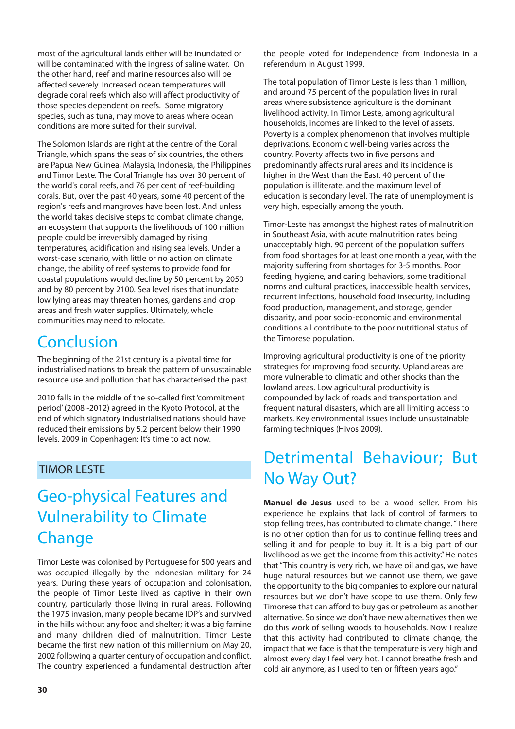most of the agricultural lands either will be inundated or will be contaminated with the ingress of saline water. On the other hand, reef and marine resources also will be affected severely. Increased ocean temperatures will degrade coral reefs which also will affect productivity of those species dependent on reefs. Some migratory species, such as tuna, may move to areas where ocean conditions are more suited for their survival.

The Solomon Islands are right at the centre of the Coral Triangle, which spans the seas of six countries, the others are Papua New Guinea, Malaysia, Indonesia, the Philippines and Timor Leste. The Coral Triangle has over 30 percent of the world's coral reefs, and 76 per cent of reef-building corals. But, over the past 40 years, some 40 percent of the region's reefs and mangroves have been lost. And unless the world takes decisive steps to combat climate change, an ecosystem that supports the livelihoods of 100 million people could be irreversibly damaged by rising temperatures, acidification and rising sea levels. Under a worst-case scenario, with little or no action on climate change, the ability of reef systems to provide food for coastal populations would decline by 50 percent by 2050 and by 80 percent by 2100. Sea level rises that inundate low lying areas may threaten homes, gardens and crop areas and fresh water supplies. Ultimately, whole communities may need to relocate.

## Conclusion

The beginning of the 21st century is a pivotal time for industrialised nations to break the pattern of unsustainable resource use and pollution that has characterised the past.

2010 falls in the middle of the so-called first 'commitment period' (2008 -2012) agreed in the Kyoto Protocol, at the end of which signatory industrialised nations should have reduced their emissions by 5.2 percent below their 1990 levels. 2009 in Copenhagen: It's time to act now.

# TIMOR LESTE

## Geo-physical Features and Vulnerability to Climate Change

Timor Leste was colonised by Portuguese for 500 years and was occupied illegally by the Indonesian military for 24 years. During these years of occupation and colonisation, the people of Timor Leste lived as captive in their own country, particularly those living in rural areas. Following the 1975 invasion, many people became IDP's and survived in the hills without any food and shelter; it was a big famine and many children died of malnutrition. Timor Leste became the first new nation of this millennium on May 20, 2002 following a quarter century of occupation and conflict. The country experienced a fundamental destruction after the people voted for independence from Indonesia in a referendum in August 1999.

The total population of Timor Leste is less than 1 million, and around 75 percent of the population lives in rural areas where subsistence agriculture is the dominant livelihood activity. In Timor Leste, among agricultural households, incomes are linked to the level of assets. Poverty is a complex phenomenon that involves multiple deprivations. Economic well-being varies across the country. Poverty affects two in five persons and predominantly affects rural areas and its incidence is higher in the West than the East. 40 percent of the population is illiterate, and the maximum level of education is secondary level. The rate of unemployment is very high, especially among the youth.

Timor-Leste has amongst the highest rates of malnutrition in Southeast Asia, with acute malnutrition rates being unacceptably high. 90 percent of the population suffers from food shortages for at least one month a year, with the majority suffering from shortages for 3-5 months. Poor feeding, hygiene, and caring behaviors, some traditional norms and cultural practices, inaccessible health services, recurrent infections, household food insecurity, including food production, management, and storage, gender disparity, and poor socio-economic and environmental conditions all contribute to the poor nutritional status of the Timorese population.

Improving agricultural productivity is one of the priority strategies for improving food security. Upland areas are more vulnerable to climatic and other shocks than the lowland areas. Low agricultural productivity is compounded by lack of roads and transportation and frequent natural disasters, which are all limiting access to markets. Key environmental issues include unsustainable farming techniques (Hivos 2009).

## Detrimental Behaviour; But No Way Out?

**Manuel de Jesus** used to be a wood seller. From his experience he explains that lack of control of farmers to stop felling trees, has contributed to climate change. "There is no other option than for us to continue felling trees and selling it and for people to buy it. It is a big part of our livelihood as we get the income from this activity." He notes that "This country is very rich, we have oil and gas, we have huge natural resources but we cannot use them, we gave the opportunity to the big companies to explore our natural resources but we don't have scope to use them. Only few Timorese that can afford to buy gas or petroleum as another alternative. So since we don't have new alternatives then we do this work of selling woods to households. Now I realize that this activity had contributed to climate change, the impact that we face is that the temperature is very high and almost every day I feel very hot. I cannot breathe fresh and cold air anymore, as I used to ten or fifteen years ago."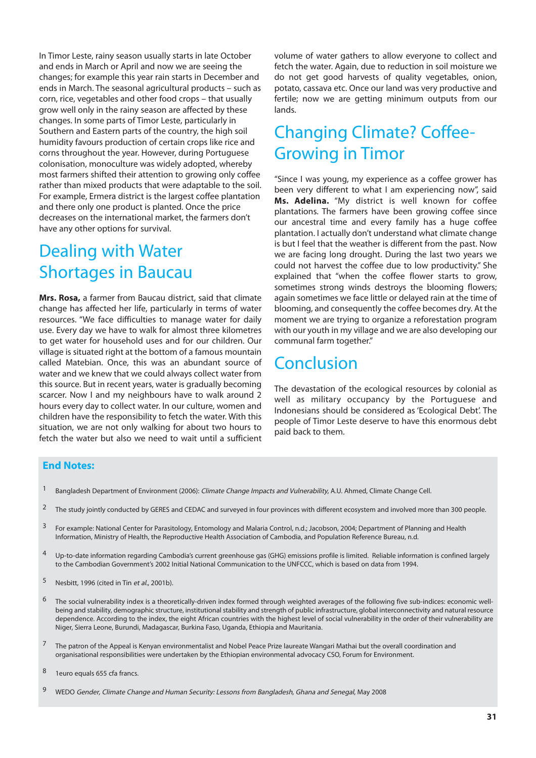In Timor Leste, rainy season usually starts in late October and ends in March or April and now we are seeing the changes; for example this year rain starts in December and ends in March. The seasonal agricultural products – such as corn, rice, vegetables and other food crops – that usually grow well only in the rainy season are affected by these changes. In some parts of Timor Leste, particularly in Southern and Eastern parts of the country, the high soil humidity favours production of certain crops like rice and corns throughout the year. However, during Portuguese colonisation, monoculture was widely adopted, whereby most farmers shifted their attention to growing only coffee rather than mixed products that were adaptable to the soil. For example, Ermera district is the largest coffee plantation and there only one product is planted. Once the price decreases on the international market, the farmers don't have any other options for survival.

## Dealing with Water Shortages in Baucau

**Mrs. Rosa,** a farmer from Baucau district, said that climate change has affected her life, particularly in terms of water resources. "We face difficulties to manage water for daily use. Every day we have to walk for almost three kilometres to get water for household uses and for our children. Our village is situated right at the bottom of a famous mountain called Matebian. Once, this was an abundant source of water and we knew that we could always collect water from this source. But in recent years, water is gradually becoming scarcer. Now I and my neighbours have to walk around 2 hours every day to collect water. In our culture, women and children have the responsibility to fetch the water. With this situation, we are not only walking for about two hours to fetch the water but also we need to wait until a sufficient volume of water gathers to allow everyone to collect and fetch the water. Again, due to reduction in soil moisture we do not get good harvests of quality vegetables, onion, potato, cassava etc. Once our land was very productive and fertile; now we are getting minimum outputs from our lands.

## Changing Climate? Coffee-Growing in Timor

"Since I was young, my experience as a coffee grower has been very different to what I am experiencing now", said **Ms. Adelina.** "My district is well known for coffee plantations. The farmers have been growing coffee since our ancestral time and every family has a huge coffee plantation. I actually don't understand what climate change is but I feel that the weather is different from the past. Now we are facing long drought. During the last two years we could not harvest the coffee due to low productivity." She explained that "when the coffee flower starts to grow, sometimes strong winds destroys the blooming flowers; again sometimes we face little or delayed rain at the time of blooming, and consequently the coffee becomes dry. At the moment we are trying to organize a reforestation program with our youth in my village and we are also developing our communal farm together."

## Conclusion

The devastation of the ecological resources by colonial as well as military occupancy by the Portuguese and Indonesians should be considered as 'Ecological Debt'. The people of Timor Leste deserve to have this enormous debt paid back to them.

### End Notes:

1. Bangladesh Department of Environment (2006): *Climate Change Impacts and Vulnerability*, A.U. Ahmed, Climate Change Cell.
2. The study jointly conducted by GERES and CEDAC and surveyed in four provinces with different ecosystem and involved more than 300 people.
3. For example: National Center for Parasitology, Entomology and Malaria Control, n.d.; Jacobson, 2004; Department of Planning and Health Information, Ministry of Health, the Reproductive Health Association of Cambodia, and Population Reference Bureau, n.d.
4. Up-to-date information regarding Cambodia's current greenhouse gas (GHG) emissions profile is limited. Reliable information is confined largely to the Cambodian Government's 2002 Initial National Communication to the UNFCCC, which is based on data from 1994.
5. Nesbitt, 1996 (cited in Tin *et al.*, 2001b).
6. The social vulnerability index is a theoretically-driven index formed through weighted averages of the following five sub-indices: economic well-being and stability, demographic structure, institutional stability and strength of public infrastructure, global interconnectivity and natural resource dependence. According to the index, the eight African countries with the highest level of social vulnerability in the order of their vulnerability are Niger, Sierra Leone, Burundi, Madagascar, Burkina Faso, Uganda, Ethiopia and Mauritania.
7. The patron of the Appeal is Kenyan environmentalist and Nobel Peace Prize laureate Wangari Mathai but the overall coordination and organisational responsibilities were undertaken by the Ethiopian environmental advocacy CSO, Forum for Environment.
8. 1euro equals 655 cfa francs.
9. WEDO *Gender, Climate Change and Human Security: Lessons from Bangladesh, Ghana and Senegal*, May 2008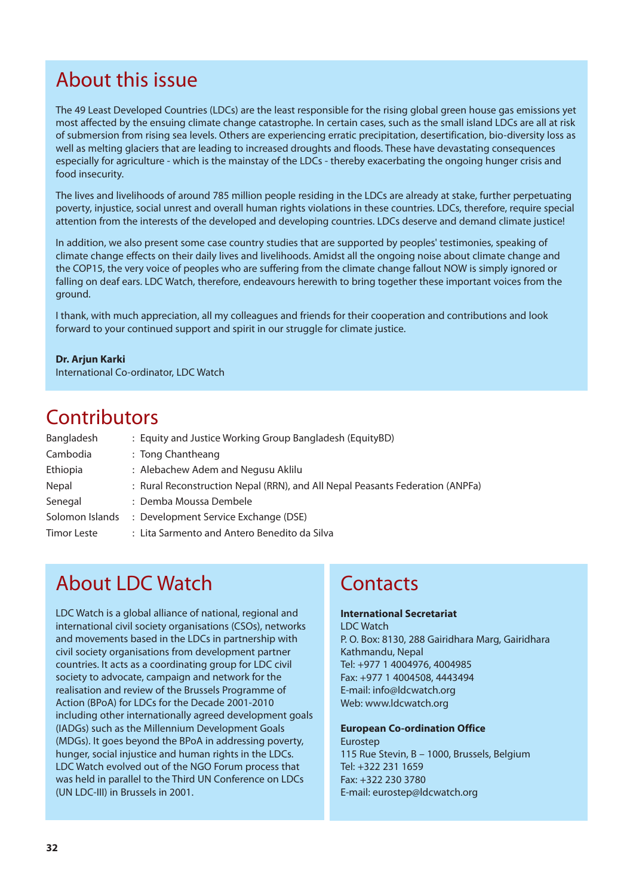## About this issue

The 49 Least Developed Countries (LDCs) are the least responsible for the rising global green house gas emissions yet most affected by the ensuing climate change catastrophe. In certain cases, such as the small island LDCs are all at risk of submersion from rising sea levels. Others are experiencing erratic precipitation, desertification, bio-diversity loss as well as melting glaciers that are leading to increased droughts and floods. These have devastating consequences especially for agriculture - which is the mainstay of the LDCs - thereby exacerbating the ongoing hunger crisis and food insecurity.

The lives and livelihoods of around 785 million people residing in the LDCs are already at stake, further perpetuating poverty, injustice, social unrest and overall human rights violations in these countries. LDCs, therefore, require special attention from the interests of the developed and developing countries. LDCs deserve and demand climate justice!

In addition, we also present some case country studies that are supported by peoples' testimonies, speaking of climate change effects on their daily lives and livelihoods. Amidst all the ongoing noise about climate change and the COP15, the very voice of peoples who are suffering from the climate change fallout NOW is simply ignored or falling on deaf ears. LDC Watch, therefore, endeavours herewith to bring together these important voices from the ground.

I thank, with much appreciation, all my colleagues and friends for their cooperation and contributions and look forward to your continued support and spirit in our struggle for climate justice.

**Dr. Arjun Karki**
International Co-ordinator, LDC Watch

## Contributors

| | |
|---|---|
| Bangladesh | : Equity and Justice Working Group Bangladesh (EquityBD) |
| Cambodia | : Tong Chantheang |
| Ethiopia | : Alebachew Adem and Negusu Aklilu |
| Nepal | : Rural Reconstruction Nepal (RRN), and All Nepal Peasants Federation (ANPFa) |
| Senegal | : Demba Moussa Dembele |
| Solomon Islands | : Development Service Exchange (DSE) |
| Timor Leste | : Lita Sarmento and Antero Benedito da Silva |

## About LDC Watch

LDC Watch is a global alliance of national, regional and international civil society organisations (CSOs), networks and movements based in the LDCs in partnership with civil society organisations from development partner countries. It acts as a coordinating group for LDC civil society to advocate, campaign and network for the realisation and review of the Brussels Programme of Action (BPoA) for LDCs for the Decade 2001-2010 including other internationally agreed development goals (IADGs) such as the Millennium Development Goals (MDGs). It goes beyond the BPoA in addressing poverty, hunger, social injustice and human rights in the LDCs. LDC Watch evolved out of the NGO Forum process that was held in parallel to the Third UN Conference on LDCs (UN LDC-III) in Brussels in 2001.

## Contacts

**International Secretariat**
LDC Watch
P. O. Box: 8130, 288 Gairidhara Marg, Gairidhara
Kathmandu, Nepal
Tel: +977 1 4004976, 4004985
Fax: +977 1 4004508, 4443494
E-mail: info@ldcwatch.org
Web: www.ldcwatch.org

**European Co-ordination Office**
Eurostep
115 Rue Stevin, B – 1000, Brussels, Belgium
Tel: +322 231 1659
Fax: +322 230 3780
E-mail: eurostep@ldcwatch.org